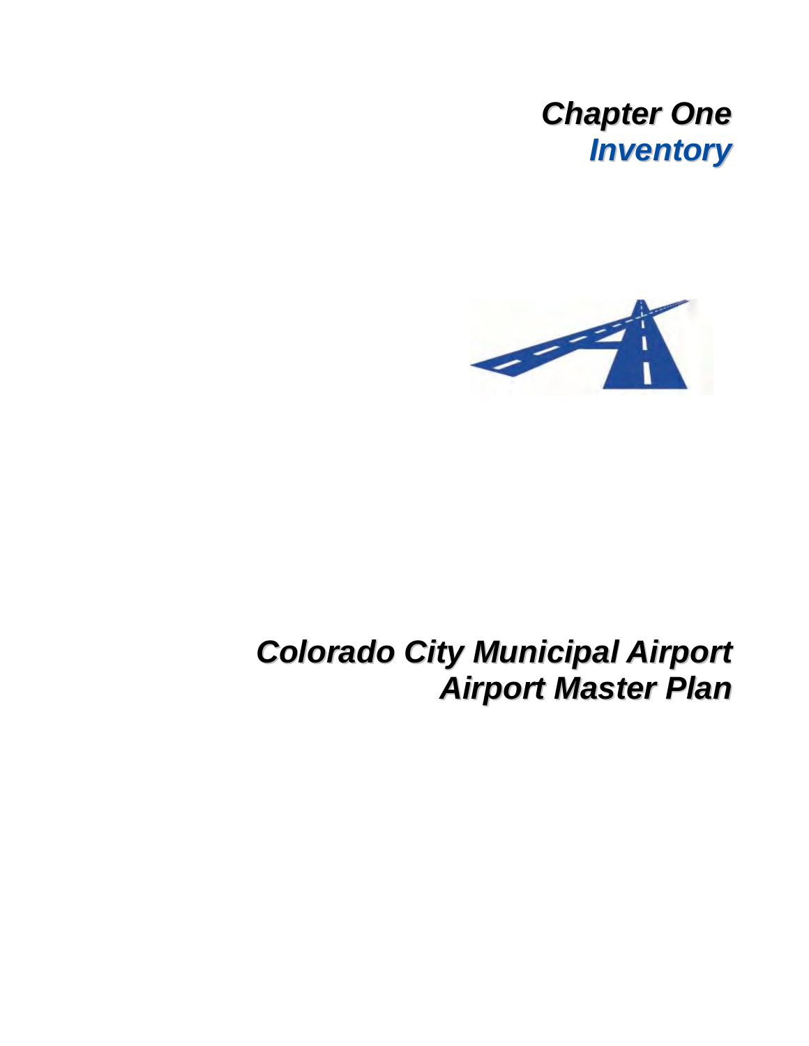# Chapter One
## Inventory

# Colorado City Municipal Airport
## Airport Master Plan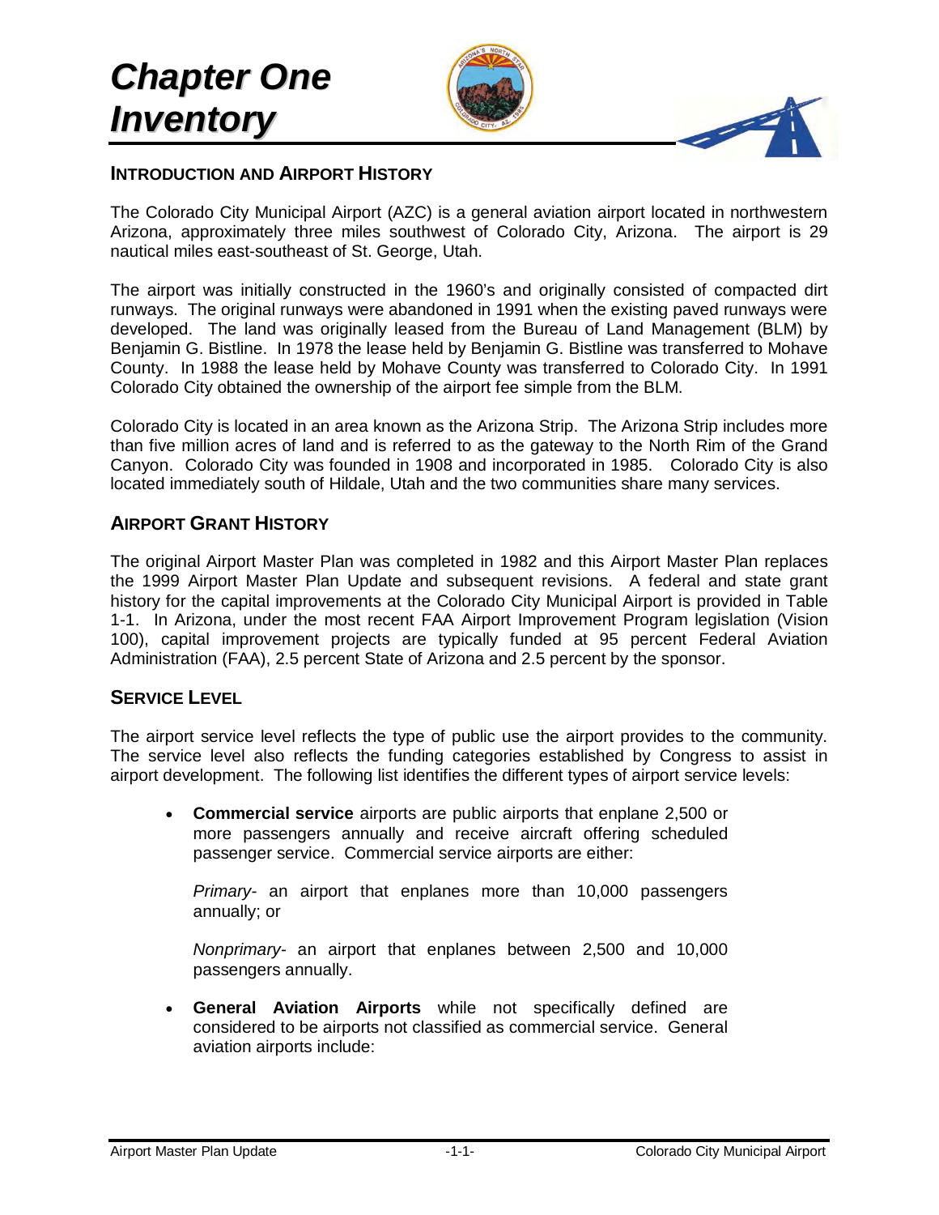# Chapter One
# Inventory

## INTRODUCTION AND AIRPORT HISTORY

The Colorado City Municipal Airport (AZC) is a general aviation airport located in northwestern Arizona, approximately three miles southwest of Colorado City, Arizona. The airport is 29 nautical miles east-southeast of St. George, Utah.

The airport was initially constructed in the 1960's and originally consisted of compacted dirt runways. The original runways were abandoned in 1991 when the existing paved runways were developed. The land was originally leased from the Bureau of Land Management (BLM) by Benjamin G. Bistline. In 1978 the lease held by Benjamin G. Bistline was transferred to Mohave County. In 1988 the lease held by Mohave County was transferred to Colorado City. In 1991 Colorado City obtained the ownership of the airport fee simple from the BLM.

Colorado City is located in an area known as the Arizona Strip. The Arizona Strip includes more than five million acres of land and is referred to as the gateway to the North Rim of the Grand Canyon. Colorado City was founded in 1908 and incorporated in 1985. Colorado City is also located immediately south of Hildale, Utah and the two communities share many services.

## AIRPORT GRANT HISTORY

The original Airport Master Plan was completed in 1982 and this Airport Master Plan replaces the 1999 Airport Master Plan Update and subsequent revisions. A federal and state grant history for the capital improvements at the Colorado City Municipal Airport is provided in Table 1-1. In Arizona, under the most recent FAA Airport Improvement Program legislation (Vision 100), capital improvement projects are typically funded at 95 percent Federal Aviation Administration (FAA), 2.5 percent State of Arizona and 2.5 percent by the sponsor.

## SERVICE LEVEL

The airport service level reflects the type of public use the airport provides to the community. The service level also reflects the funding categories established by Congress to assist in airport development. The following list identifies the different types of airport service levels:

- **Commercial service** airports are public airports that enplane 2,500 or more passengers annually and receive aircraft offering scheduled passenger service. Commercial service airports are either:

  *Primary*- an airport that enplanes more than 10,000 passengers annually; or

  *Nonprimary*- an airport that enplanes between 2,500 and 10,000 passengers annually.

- **General Aviation Airports** while not specifically defined are considered to be airports not classified as commercial service. General aviation airports include: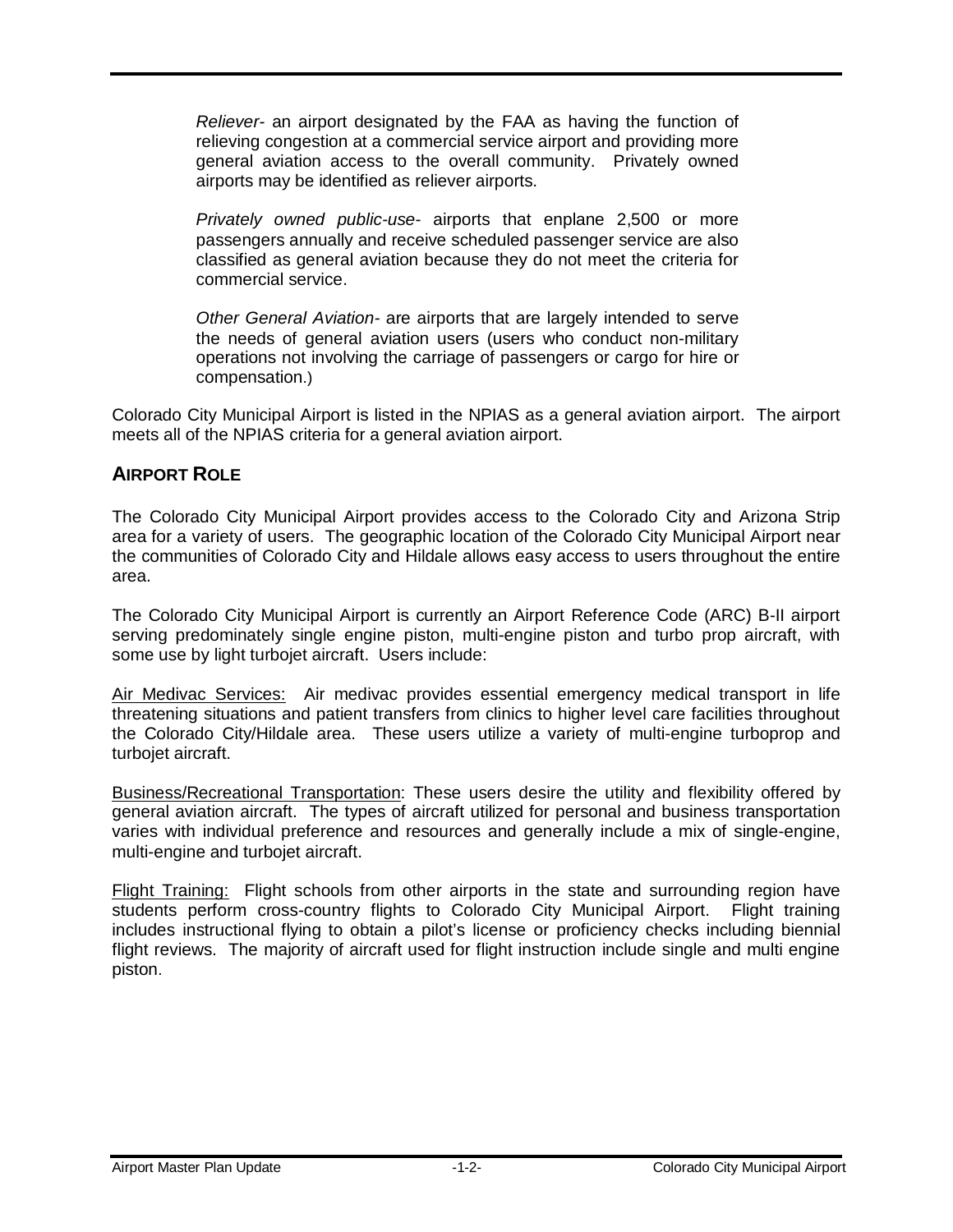*Reliever*- an airport designated by the FAA as having the function of relieving congestion at a commercial service airport and providing more general aviation access to the overall community. Privately owned airports may be identified as reliever airports.

*Privately owned public-use*- airports that enplane 2,500 or more passengers annually and receive scheduled passenger service are also classified as general aviation because they do not meet the criteria for commercial service.

*Other General Aviation*- are airports that are largely intended to serve the needs of general aviation users (users who conduct non-military operations not involving the carriage of passengers or cargo for hire or compensation.)

Colorado City Municipal Airport is listed in the NPIAS as a general aviation airport. The airport meets all of the NPIAS criteria for a general aviation airport.

## AIRPORT ROLE

The Colorado City Municipal Airport provides access to the Colorado City and Arizona Strip area for a variety of users. The geographic location of the Colorado City Municipal Airport near the communities of Colorado City and Hildale allows easy access to users throughout the entire area.

The Colorado City Municipal Airport is currently an Airport Reference Code (ARC) B-II airport serving predominately single engine piston, multi-engine piston and turbo prop aircraft, with some use by light turbojet aircraft. Users include:

<u>Air Medivac Services:</u> Air medivac provides essential emergency medical transport in life threatening situations and patient transfers from clinics to higher level care facilities throughout the Colorado City/Hildale area. These users utilize a variety of multi-engine turboprop and turbojet aircraft.

<u>Business/Recreational Transportation</u>: These users desire the utility and flexibility offered by general aviation aircraft. The types of aircraft utilized for personal and business transportation varies with individual preference and resources and generally include a mix of single-engine, multi-engine and turbojet aircraft.

<u>Flight Training:</u> Flight schools from other airports in the state and surrounding region have students perform cross-country flights to Colorado City Municipal Airport. Flight training includes instructional flying to obtain a pilot's license or proficiency checks including biennial flight reviews. The majority of aircraft used for flight instruction include single and multi engine piston.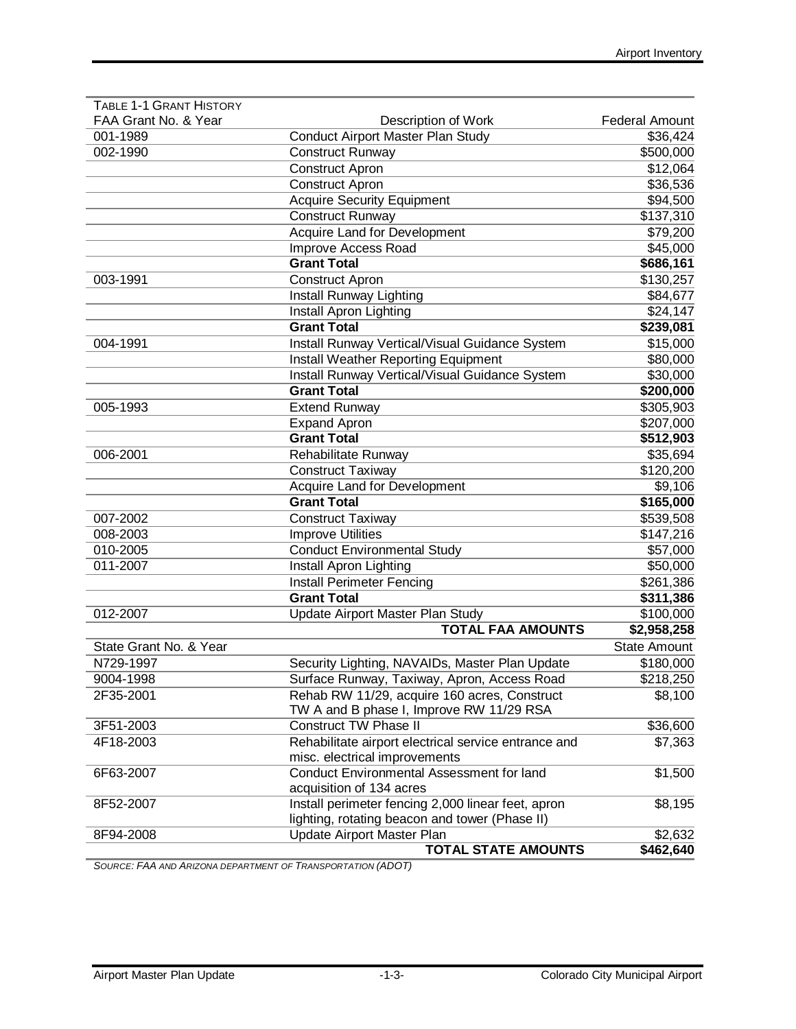TABLE 1-1 GRANT HISTORY

| FAA Grant No. & Year | Description of Work | Federal Amount |
|---|---|---|
| 001-1989 | Conduct Airport Master Plan Study | $36,424 |
| 002-1990 | Construct Runway | $500,000 |
| | Construct Apron | $12,064 |
| | Construct Apron | $36,536 |
| | Acquire Security Equipment | $94,500 |
| | Construct Runway | $137,310 |
| | Acquire Land for Development | $79,200 |
| | Improve Access Road | $45,000 |
| | **Grant Total** | **$686,161** |
| 003-1991 | Construct Apron | $130,257 |
| | Install Runway Lighting | $84,677 |
| | Install Apron Lighting | $24,147 |
| | **Grant Total** | **$239,081** |
| 004-1991 | Install Runway Vertical/Visual Guidance System | $15,000 |
| | Install Weather Reporting Equipment | $80,000 |
| | Install Runway Vertical/Visual Guidance System | $30,000 |
| | **Grant Total** | **$200,000** |
| 005-1993 | Extend Runway | $305,903 |
| | Expand Apron | $207,000 |
| | **Grant Total** | **$512,903** |
| 006-2001 | Rehabilitate Runway | $35,694 |
| | Construct Taxiway | $120,200 |
| | Acquire Land for Development | $9,106 |
| | **Grant Total** | **$165,000** |
| 007-2002 | Construct Taxiway | $539,508 |
| 008-2003 | Improve Utilities | $147,216 |
| 010-2005 | Conduct Environmental Study | $57,000 |
| 011-2007 | Install Apron Lighting | $50,000 |
| | Install Perimeter Fencing | $261,386 |
| | **Grant Total** | **$311,386** |
| 012-2007 | Update Airport Master Plan Study | $100,000 |
| | **TOTAL FAA AMOUNTS** | **$2,958,258** |
| State Grant No. & Year | | State Amount |
| N729-1997 | Security Lighting, NAVAIDs, Master Plan Update | $180,000 |
| 9004-1998 | Surface Runway, Taxiway, Apron, Access Road | $218,250 |
| 2F35-2001 | Rehab RW 11/29, acquire 160 acres, Construct TW A and B phase I, Improve RW 11/29 RSA | $8,100 |
| 3F51-2003 | Construct TW Phase II | $36,600 |
| 4F18-2003 | Rehabilitate airport electrical service entrance and misc. electrical improvements | $7,363 |
| 6F63-2007 | Conduct Environmental Assessment for land acquisition of 134 acres | $1,500 |
| 8F52-2007 | Install perimeter fencing 2,000 linear feet, apron lighting, rotating beacon and tower (Phase II) | $8,195 |
| 8F94-2008 | Update Airport Master Plan | $2,632 |
| | **TOTAL STATE AMOUNTS** | **$462,640** |

*SOURCE: FAA AND ARIZONA DEPARTMENT OF TRANSPORTATION (ADOT)*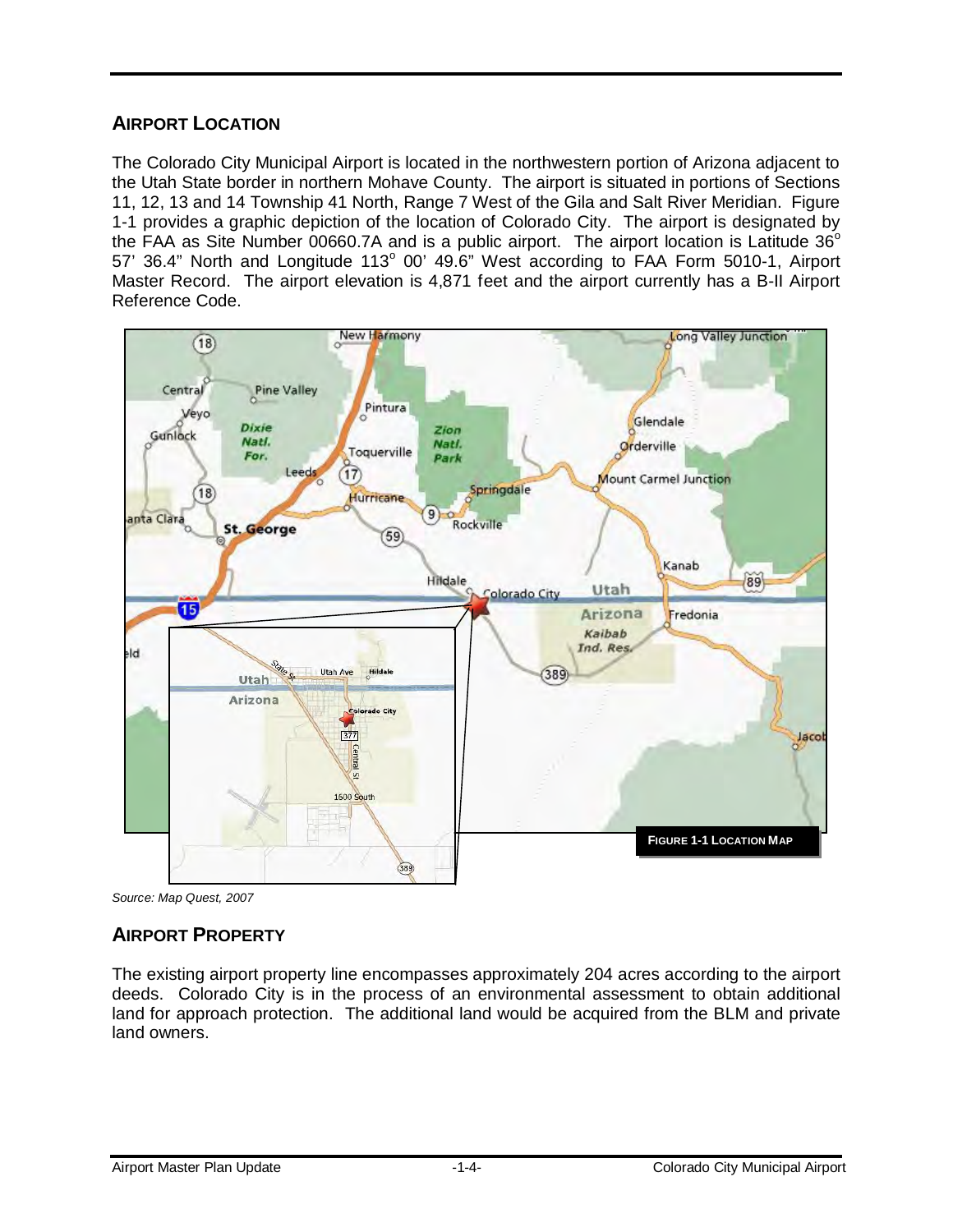## AIRPORT LOCATION

The Colorado City Municipal Airport is located in the northwestern portion of Arizona adjacent to the Utah State border in northern Mohave County. The airport is situated in portions of Sections 11, 12, 13 and 14 Township 41 North, Range 7 West of the Gila and Salt River Meridian. Figure 1-1 provides a graphic depiction of the location of Colorado City. The airport is designated by the FAA as Site Number 00660.7A and is a public airport. The airport location is Latitude 36° 57' 36.4" North and Longitude 113° 00' 49.6" West according to FAA Form 5010-1, Airport Master Record. The airport elevation is 4,871 feet and the airport currently has a B-II Airport Reference Code.

**FIGURE 1-1 LOCATION MAP**

*Source: Map Quest, 2007*

## AIRPORT PROPERTY

The existing airport property line encompasses approximately 204 acres according to the airport deeds. Colorado City is in the process of an environmental assessment to obtain additional land for approach protection. The additional land would be acquired from the BLM and private land owners.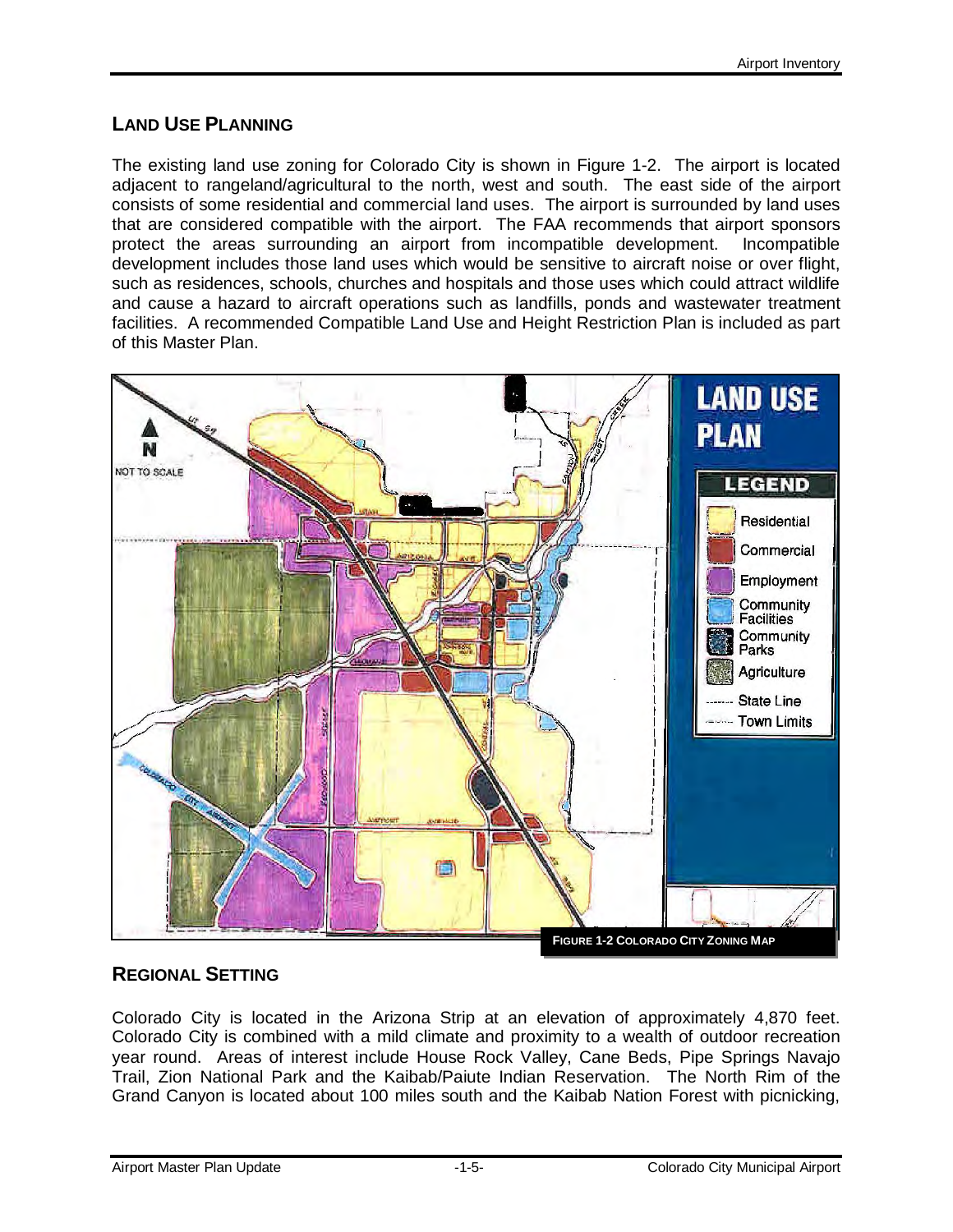## LAND USE PLANNING

The existing land use zoning for Colorado City is shown in Figure 1-2. The airport is located adjacent to rangeland/agricultural to the north, west and south. The east side of the airport consists of some residential and commercial land uses. The airport is surrounded by land uses that are considered compatible with the airport. The FAA recommends that airport sponsors protect the areas surrounding an airport from incompatible development. Incompatible development includes those land uses which would be sensitive to aircraft noise or over flight, such as residences, schools, churches and hospitals and those uses which could attract wildlife and cause a hazard to aircraft operations such as landfills, ponds and wastewater treatment facilities. A recommended Compatible Land Use and Height Restriction Plan is included as part of this Master Plan.

**FIGURE 1-2 COLORADO CITY ZONING MAP**

## REGIONAL SETTING

Colorado City is located in the Arizona Strip at an elevation of approximately 4,870 feet. Colorado City is combined with a mild climate and proximity to a wealth of outdoor recreation year round. Areas of interest include House Rock Valley, Cane Beds, Pipe Springs Navajo Trail, Zion National Park and the Kaibab/Paiute Indian Reservation. The North Rim of the Grand Canyon is located about 100 miles south and the Kaibab Nation Forest with picnicking,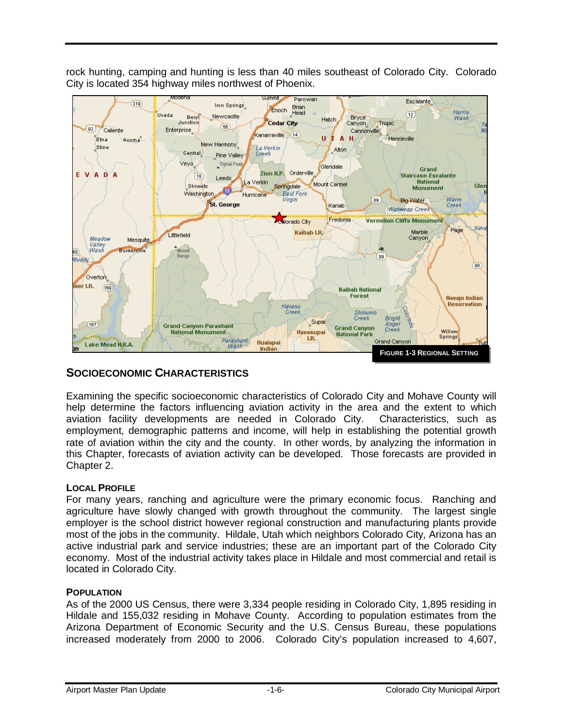rock hunting, camping and hunting is less than 40 miles southeast of Colorado City. Colorado City is located 354 highway miles northwest of Phoenix.

**FIGURE 1-3 REGIONAL SETTING**

## SOCIOECONOMIC CHARACTERISTICS

Examining the specific socioeconomic characteristics of Colorado City and Mohave County will help determine the factors influencing aviation activity in the area and the extent to which aviation facility developments are needed in Colorado City. Characteristics, such as employment, demographic patterns and income, will help in establishing the potential growth rate of aviation within the city and the county. In other words, by analyzing the information in this Chapter, forecasts of aviation activity can be developed. Those forecasts are provided in Chapter 2.

### LOCAL PROFILE

For many years, ranching and agriculture were the primary economic focus. Ranching and agriculture have slowly changed with growth throughout the community. The largest single employer is the school district however regional construction and manufacturing plants provide most of the jobs in the community. Hildale, Utah which neighbors Colorado City, Arizona has an active industrial park and service industries; these are an important part of the Colorado City economy. Most of the industrial activity takes place in Hildale and most commercial and retail is located in Colorado City.

### POPULATION

As of the 2000 US Census, there were 3,334 people residing in Colorado City, 1,895 residing in Hildale and 155,032 residing in Mohave County. According to population estimates from the Arizona Department of Economic Security and the U.S. Census Bureau, these populations increased moderately from 2000 to 2006. Colorado City's population increased to 4,607,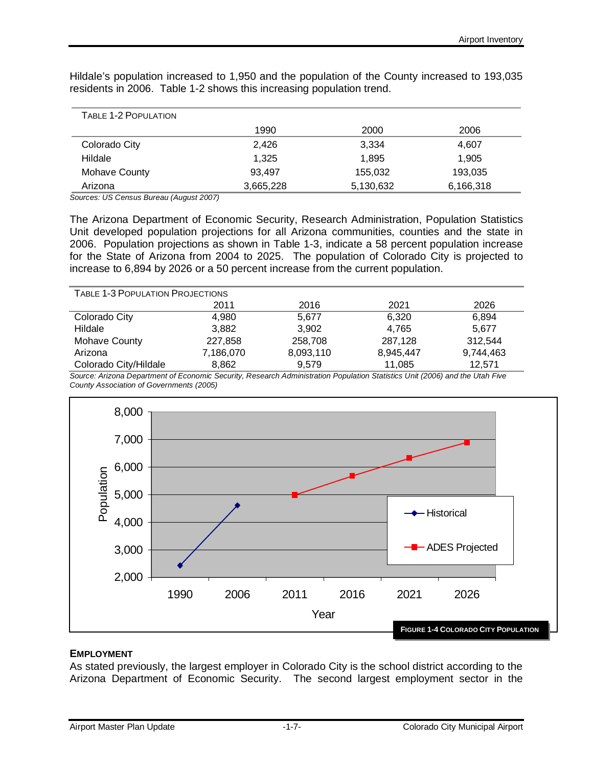Hildale's population increased to 1,950 and the population of the County increased to 193,035 residents in 2006. Table 1-2 shows this increasing population trend.

TABLE 1-2 POPULATION

| | 1990 | 2000 | 2006 |
|---|---|---|---|
| Colorado City | 2,426 | 3,334 | 4,607 |
| Hildale | 1,325 | 1,895 | 1,905 |
| Mohave County | 93,497 | 155,032 | 193,035 |
| Arizona | 3,665,228 | 5,130,632 | 6,166,318 |

*Sources: US Census Bureau (August 2007)*

The Arizona Department of Economic Security, Research Administration, Population Statistics Unit developed population projections for all Arizona communities, counties and the state in 2006. Population projections as shown in Table 1-3, indicate a 58 percent population increase for the State of Arizona from 2004 to 2025. The population of Colorado City is projected to increase to 6,894 by 2026 or a 50 percent increase from the current population.

TABLE 1-3 POPULATION PROJECTIONS

| | 2011 | 2016 | 2021 | 2026 |
|---|---|---|---|---|
| Colorado City | 4,980 | 5,677 | 6,320 | 6,894 |
| Hildale | 3,882 | 3,902 | 4,765 | 5,677 |
| Mohave County | 227,858 | 258,708 | 287,128 | 312,544 |
| Arizona | 7,186,070 | 8,093,110 | 8,945,447 | 9,744,463 |
| Colorado City/Hildale | 8,862 | 9,579 | 11,085 | 12,571 |

*Source: Arizona Department of Economic Security, Research Administration Population Statistics Unit (2006) and the Utah Five County Association of Governments (2005)*

**FIGURE 1-4 COLORADO CITY POPULATION**

## EMPLOYMENT

As stated previously, the largest employer in Colorado City is the school district according to the Arizona Department of Economic Security. The second largest employment sector in the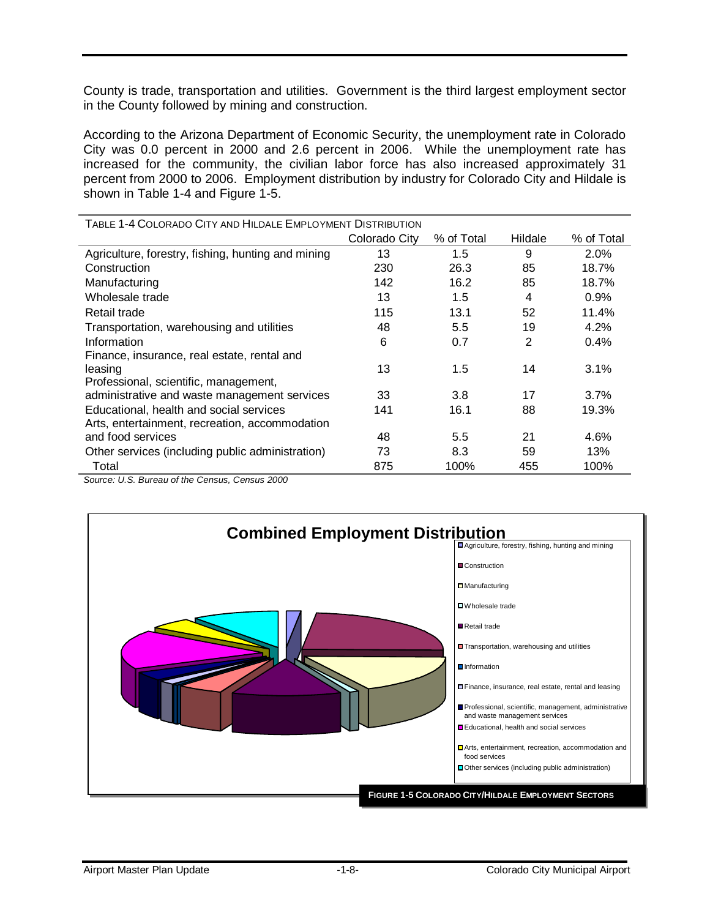County is trade, transportation and utilities. Government is the third largest employment sector in the County followed by mining and construction.

According to the Arizona Department of Economic Security, the unemployment rate in Colorado City was 0.0 percent in 2000 and 2.6 percent in 2006. While the unemployment rate has increased for the community, the civilian labor force has also increased approximately 31 percent from 2000 to 2006. Employment distribution by industry for Colorado City and Hildale is shown in Table 1-4 and Figure 1-5.

TABLE 1-4 COLORADO CITY AND HILDALE EMPLOYMENT DISTRIBUTION

| | Colorado City | % of Total | Hildale | % of Total |
|---|---|---|---|---|
| Agriculture, forestry, fishing, hunting and mining | 13 | 1.5 | 9 | 2.0% |
| Construction | 230 | 26.3 | 85 | 18.7% |
| Manufacturing | 142 | 16.2 | 85 | 18.7% |
| Wholesale trade | 13 | 1.5 | 4 | 0.9% |
| Retail trade | 115 | 13.1 | 52 | 11.4% |
| Transportation, warehousing and utilities | 48 | 5.5 | 19 | 4.2% |
| Information | 6 | 0.7 | 2 | 0.4% |
| Finance, insurance, real estate, rental and leasing | 13 | 1.5 | 14 | 3.1% |
| Professional, scientific, management, administrative and waste management services | 33 | 3.8 | 17 | 3.7% |
| Educational, health and social services | 141 | 16.1 | 88 | 19.3% |
| Arts, entertainment, recreation, accommodation and food services | 48 | 5.5 | 21 | 4.6% |
| Other services (including public administration) | 73 | 8.3 | 59 | 13% |
| Total | 875 | 100% | 455 | 100% |

*Source: U.S. Bureau of the Census, Census 2000*

**Combined Employment Distribution**

- Agriculture, forestry, fishing, hunting and mining
- Construction
- Manufacturing
- Wholesale trade
- Retail trade
- Transportation, warehousing and utilities
- Information
- Finance, insurance, real estate, rental and leasing
- Professional, scientific, management, administrative and waste management services
- Educational, health and social services
- Arts, entertainment, recreation, accommodation and food services
- Other services (including public administration)

FIGURE 1-5 COLORADO CITY/HILDALE EMPLOYMENT SECTORS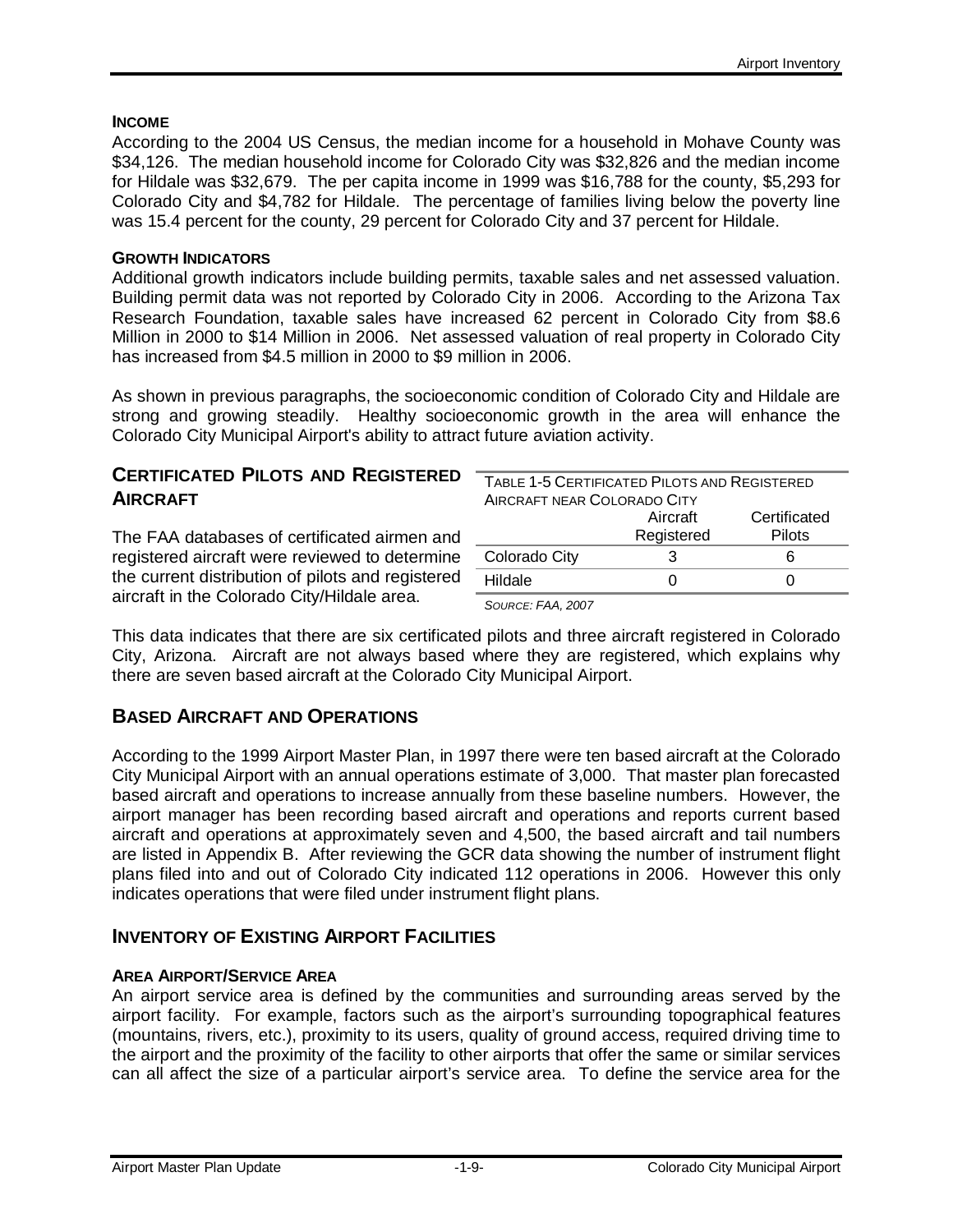### INCOME

According to the 2004 US Census, the median income for a household in Mohave County was $34,126. The median household income for Colorado City was $32,826 and the median income for Hildale was $32,679. The per capita income in 1999 was $16,788 for the county, $5,293 for Colorado City and $4,782 for Hildale. The percentage of families living below the poverty line was 15.4 percent for the county, 29 percent for Colorado City and 37 percent for Hildale.

### GROWTH INDICATORS

Additional growth indicators include building permits, taxable sales and net assessed valuation. Building permit data was not reported by Colorado City in 2006. According to the Arizona Tax Research Foundation, taxable sales have increased 62 percent in Colorado City from $8.6 Million in 2000 to $14 Million in 2006. Net assessed valuation of real property in Colorado City has increased from $4.5 million in 2000 to $9 million in 2006.

As shown in previous paragraphs, the socioeconomic condition of Colorado City and Hildale are strong and growing steadily. Healthy socioeconomic growth in the area will enhance the Colorado City Municipal Airport's ability to attract future aviation activity.

## CERTIFICATED PILOTS AND REGISTERED AIRCRAFT

The FAA databases of certificated airmen and registered aircraft were reviewed to determine the current distribution of pilots and registered aircraft in the Colorado City/Hildale area.

TABLE 1-5 CERTIFICATED PILOTS AND REGISTERED AIRCRAFT NEAR COLORADO CITY

| | Aircraft Registered | Certificated Pilots |
|---|---|---|
| Colorado City | 3 | 6 |
| Hildale | 0 | 0 |

*SOURCE: FAA, 2007*

This data indicates that there are six certificated pilots and three aircraft registered in Colorado City, Arizona. Aircraft are not always based where they are registered, which explains why there are seven based aircraft at the Colorado City Municipal Airport.

## BASED AIRCRAFT AND OPERATIONS

According to the 1999 Airport Master Plan, in 1997 there were ten based aircraft at the Colorado City Municipal Airport with an annual operations estimate of 3,000. That master plan forecasted based aircraft and operations to increase annually from these baseline numbers. However, the airport manager has been recording based aircraft and operations and reports current based aircraft and operations at approximately seven and 4,500, the based aircraft and tail numbers are listed in Appendix B. After reviewing the GCR data showing the number of instrument flight plans filed into and out of Colorado City indicated 112 operations in 2006. However this only indicates operations that were filed under instrument flight plans.

## INVENTORY OF EXISTING AIRPORT FACILITIES

### AREA AIRPORT/SERVICE AREA

An airport service area is defined by the communities and surrounding areas served by the airport facility. For example, factors such as the airport's surrounding topographical features (mountains, rivers, etc.), proximity to its users, quality of ground access, required driving time to the airport and the proximity of the facility to other airports that offer the same or similar services can all affect the size of a particular airport's service area. To define the service area for the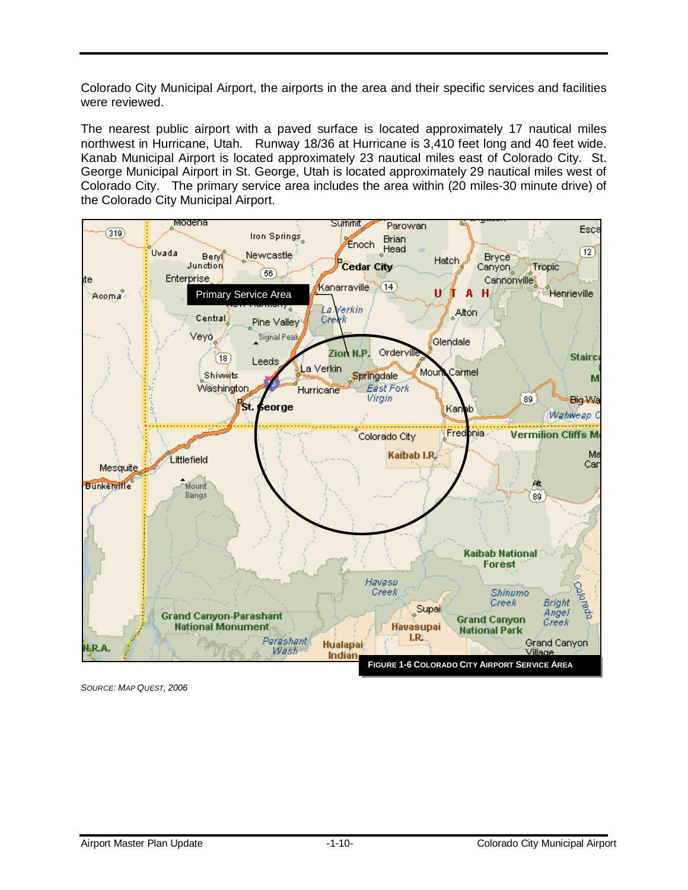Colorado City Municipal Airport, the airports in the area and their specific services and facilities were reviewed.

The nearest public airport with a paved surface is located approximately 17 nautical miles northwest in Hurricane, Utah. Runway 18/36 at Hurricane is 3,410 feet long and 40 feet wide. Kanab Municipal Airport is located approximately 23 nautical miles east of Colorado City. St. George Municipal Airport in St. George, Utah is located approximately 29 nautical miles west of Colorado City. The primary service area includes the area within (20 miles-30 minute drive) of the Colorado City Municipal Airport.

**FIGURE 1-6 COLORADO CITY AIRPORT SERVICE AREA**

*SOURCE: MAP QUEST, 2006*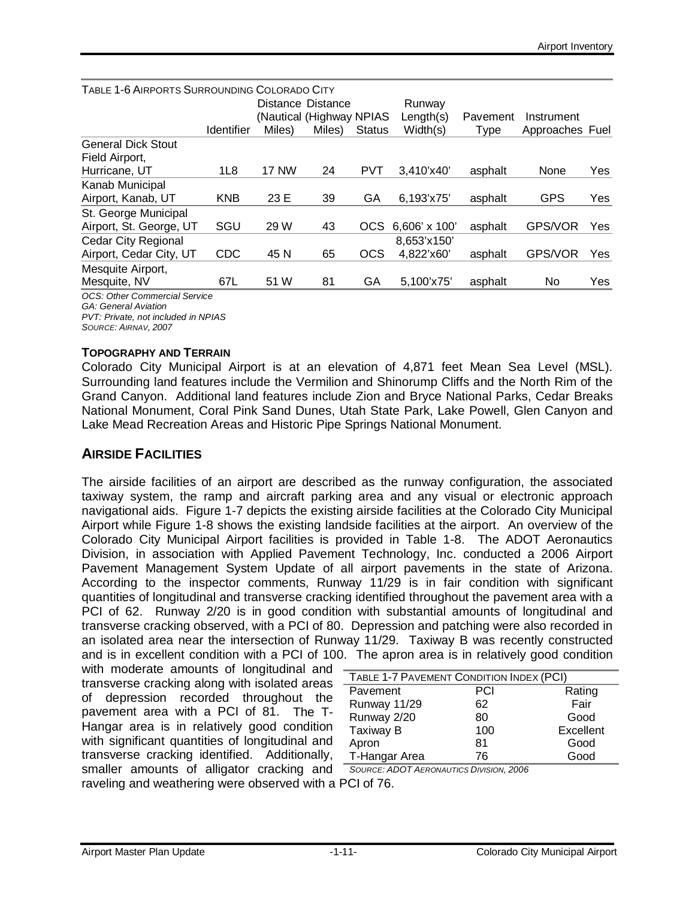TABLE 1-6 AIRPORTS SURROUNDING COLORADO CITY

| | Identifier | Distance (Nautical Miles) | Distance (Highway Miles) | NPIAS Status | Runway Length(s) Width(s) | Pavement Type | Instrument Approaches | Fuel |
|---|---|---|---|---|---|---|---|---|
| General Dick Stout Field Airport, Hurricane, UT | 1L8 | 17 NW | 24 | PVT | 3,410'x40' | asphalt | None | Yes |
| Kanab Municipal Airport, Kanab, UT | KNB | 23 E | 39 | GA | 6,193'x75' | asphalt | GPS | Yes |
| St. George Municipal Airport, St. George, UT | SGU | 29 W | 43 | OCS | 6,606' x 100' | asphalt | GPS/VOR | Yes |
| Cedar City Regional Airport, Cedar City, UT | CDC | 45 N | 65 | OCS | 8,653'x150' 4,822'x60' | asphalt | GPS/VOR | Yes |
| Mesquite Airport, Mesquite, NV | 67L | 51 W | 81 | GA | 5,100'x75' | asphalt | No | Yes |

*OCS: Other Commercial Service*
*GA: General Aviation*
*PVT: Private, not included in NPIAS*
*SOURCE: AIRNAV, 2007*

#### TOPOGRAPHY AND TERRAIN

Colorado City Municipal Airport is at an elevation of 4,871 feet Mean Sea Level (MSL). Surrounding land features include the Vermilion and Shinorump Cliffs and the North Rim of the Grand Canyon. Additional land features include Zion and Bryce National Parks, Cedar Breaks National Monument, Coral Pink Sand Dunes, Utah State Park, Lake Powell, Glen Canyon and Lake Mead Recreation Areas and Historic Pipe Springs National Monument.

## AIRSIDE FACILITIES

The airside facilities of an airport are described as the runway configuration, the associated taxiway system, the ramp and aircraft parking area and any visual or electronic approach navigational aids. Figure 1-7 depicts the existing airside facilities at the Colorado City Municipal Airport while Figure 1-8 shows the existing landside facilities at the airport. An overview of the Colorado City Municipal Airport facilities is provided in Table 1-8. The ADOT Aeronautics Division, in association with Applied Pavement Technology, Inc. conducted a 2006 Airport Pavement Management System Update of all airport pavements in the state of Arizona. According to the inspector comments, Runway 11/29 is in fair condition with significant quantities of longitudinal and transverse cracking identified throughout the pavement area with a PCI of 62. Runway 2/20 is in good condition with substantial amounts of longitudinal and transverse cracking observed, with a PCI of 80. Depression and patching were also recorded in an isolated area near the intersection of Runway 11/29. Taxiway B was recently constructed and is in excellent condition with a PCI of 100. The apron area is in relatively good condition with moderate amounts of longitudinal and transverse cracking along with isolated areas of depression recorded throughout the pavement area with a PCI of 81. The T-Hangar area is in relatively good condition with significant quantities of longitudinal and transverse cracking identified. Additionally, smaller amounts of alligator cracking and raveling and weathering were observed with a PCI of 76.

TABLE 1-7 PAVEMENT CONDITION INDEX (PCI)

| Pavement | PCI | Rating |
|---|---|---|
| Runway 11/29 | 62 | Fair |
| Runway 2/20 | 80 | Good |
| Taxiway B | 100 | Excellent |
| Apron | 81 | Good |
| T-Hangar Area | 76 | Good |

*SOURCE: ADOT AERONAUTICS DIVISION, 2006*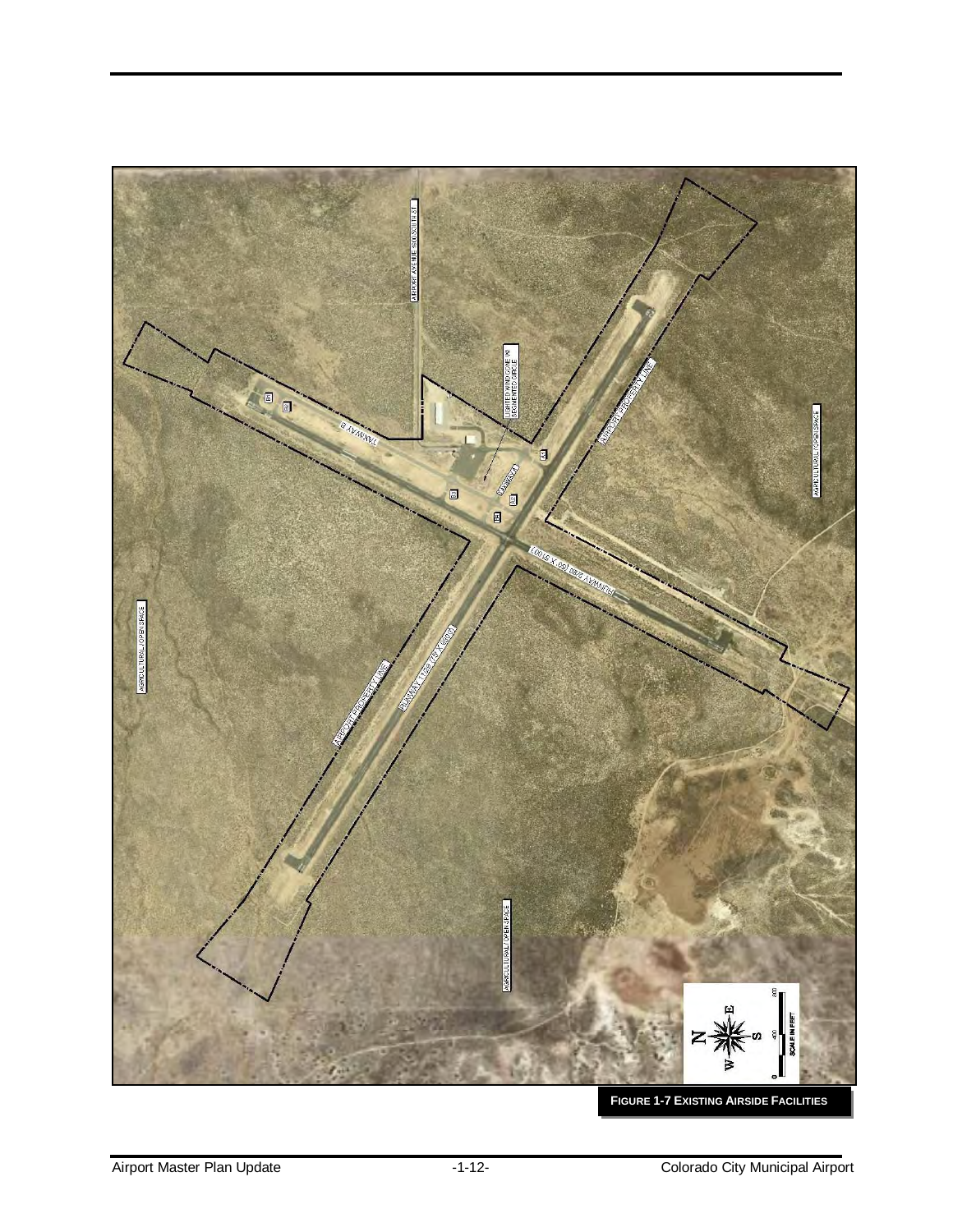AIRPORT AVENUE (900 SOUTH ST.)

LIGHTED WIND CONE W/ SEGMENTED CIRCLE

TAXIWAY B

TAXIWAY A

AIRPORT PROPERTY LINE

AGRICULTURAL / OPEN SPACE

RUNWAY 9/27 (60 X 5100')

RUNWAY 11/29 (75 X 6300')

AGRICULTURAL / OPEN SPACE

AIRPORT PROPERTY LINE

AGRICULTURAL / OPEN SPACE

A1

A2

A3

B1

B2

B3

B4

B5

0 400 800

SCALE IN FEET

N E S W

**FIGURE 1-7 EXISTING AIRSIDE FACILITIES**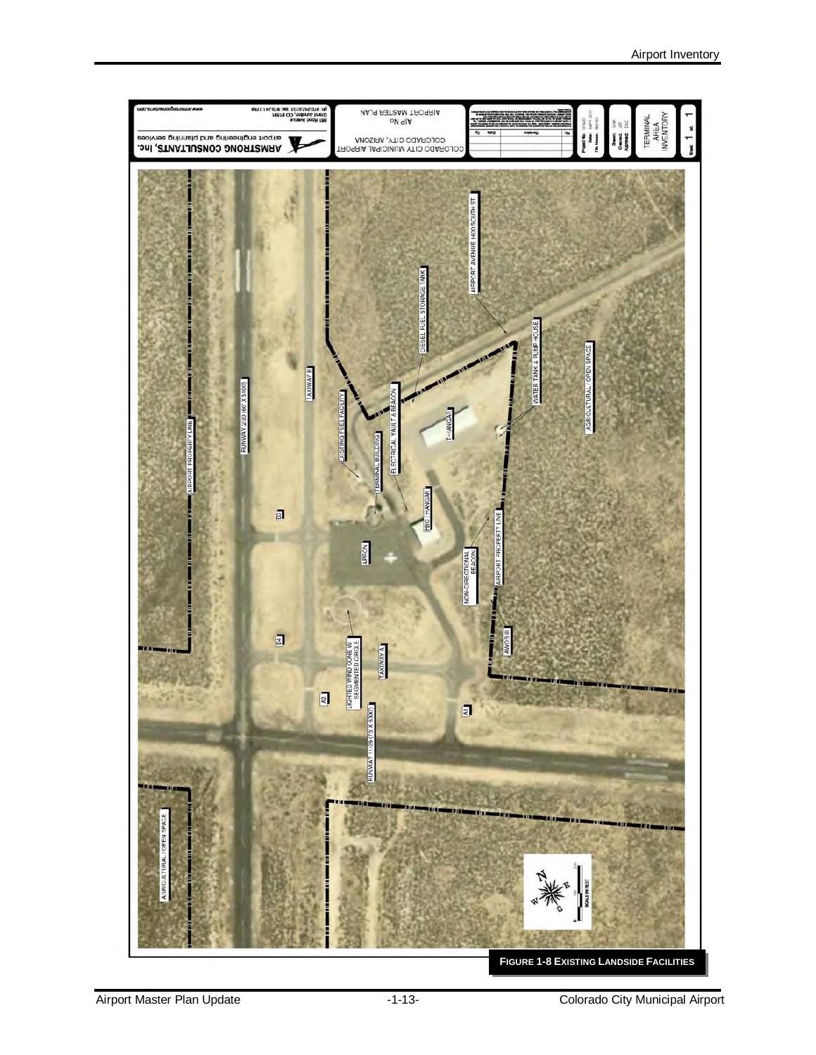**FIGURE 1-8 EXISTING LANDSIDE FACILITIES**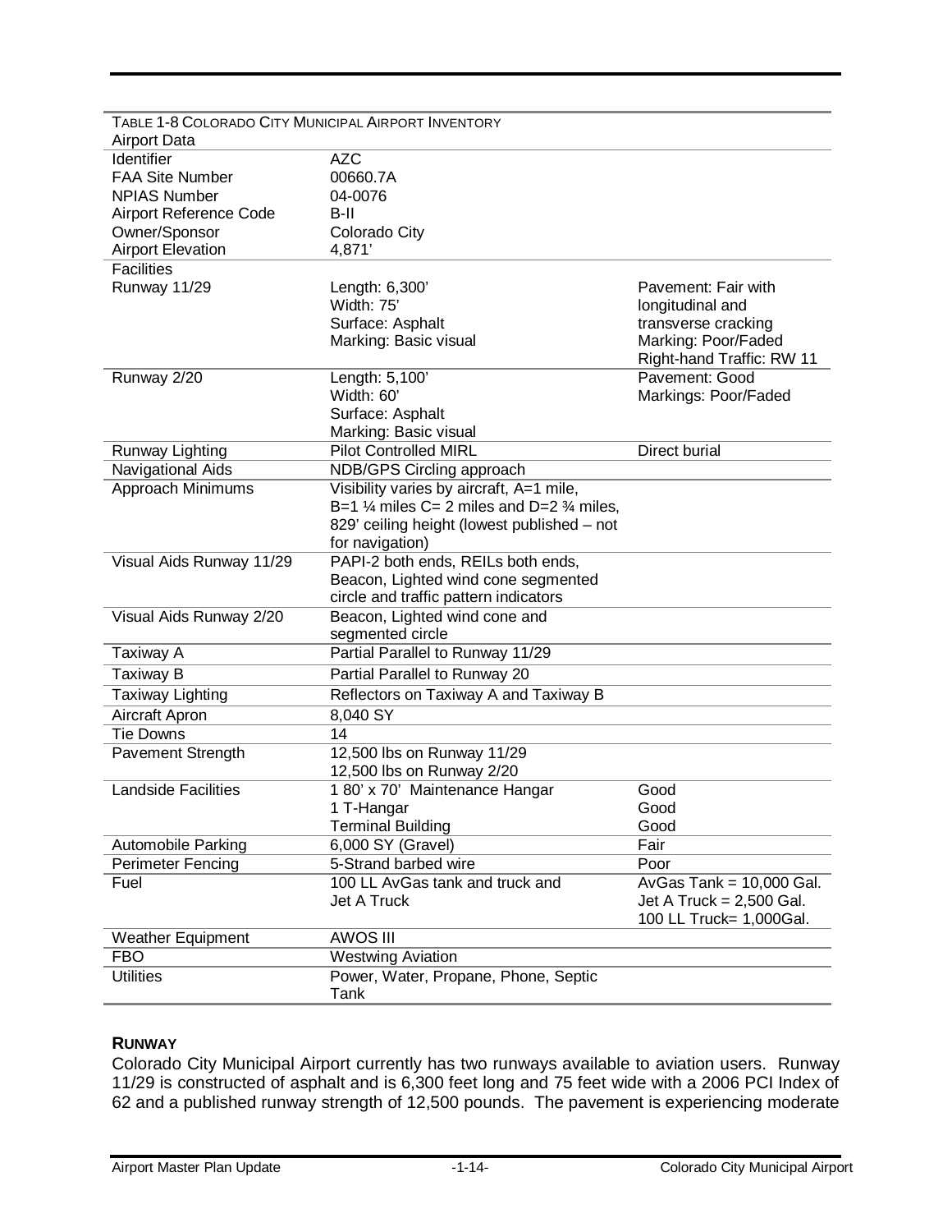TABLE 1-8 COLORADO CITY MUNICIPAL AIRPORT INVENTORY

| Airport Data | | |
|---|---|---|
| Identifier | AZC | |
| FAA Site Number | 00660.7A | |
| NPIAS Number | 04-0076 | |
| Airport Reference Code | B-II | |
| Owner/Sponsor | Colorado City | |
| Airport Elevation | 4,871' | |
| **Facilities** | | |
| Runway 11/29 | Length: 6,300'<br>Width: 75'<br>Surface: Asphalt<br>Marking: Basic visual | Pavement: Fair with longitudinal and transverse cracking<br>Marking: Poor/Faded<br>Right-hand Traffic: RW 11 |
| Runway 2/20 | Length: 5,100'<br>Width: 60'<br>Surface: Asphalt<br>Marking: Basic visual | Pavement: Good<br>Markings: Poor/Faded |
| Runway Lighting | Pilot Controlled MIRL | Direct burial |
| Navigational Aids | NDB/GPS Circling approach | |
| Approach Minimums | Visibility varies by aircraft, A=1 mile, B=1 ¼ miles C= 2 miles and D=2 ¾ miles, 829' ceiling height (lowest published – not for navigation) | |
| Visual Aids Runway 11/29 | PAPI-2 both ends, REILs both ends, Beacon, Lighted wind cone segmented circle and traffic pattern indicators | |
| Visual Aids Runway 2/20 | Beacon, Lighted wind cone and segmented circle | |
| Taxiway A | Partial Parallel to Runway 11/29 | |
| Taxiway B | Partial Parallel to Runway 20 | |
| Taxiway Lighting | Reflectors on Taxiway A and Taxiway B | |
| Aircraft Apron | 8,040 SY | |
| Tie Downs | 14 | |
| Pavement Strength | 12,500 lbs on Runway 11/29<br>12,500 lbs on Runway 2/20 | |
| Landside Facilities | 1 80' x 70' Maintenance Hangar<br>1 T-Hangar<br>Terminal Building | Good<br>Good<br>Good |
| Automobile Parking | 6,000 SY (Gravel) | Fair |
| Perimeter Fencing | 5-Strand barbed wire | Poor |
| Fuel | 100 LL AvGas tank and truck and Jet A Truck | AvGas Tank = 10,000 Gal.<br>Jet A Truck = 2,500 Gal.<br>100 LL Truck= 1,000Gal. |
| Weather Equipment | AWOS III | |
| FBO | Westwing Aviation | |
| Utilities | Power, Water, Propane, Phone, Septic Tank | |

### RUNWAY

Colorado City Municipal Airport currently has two runways available to aviation users. Runway 11/29 is constructed of asphalt and is 6,300 feet long and 75 feet wide with a 2006 PCI Index of 62 and a published runway strength of 12,500 pounds. The pavement is experiencing moderate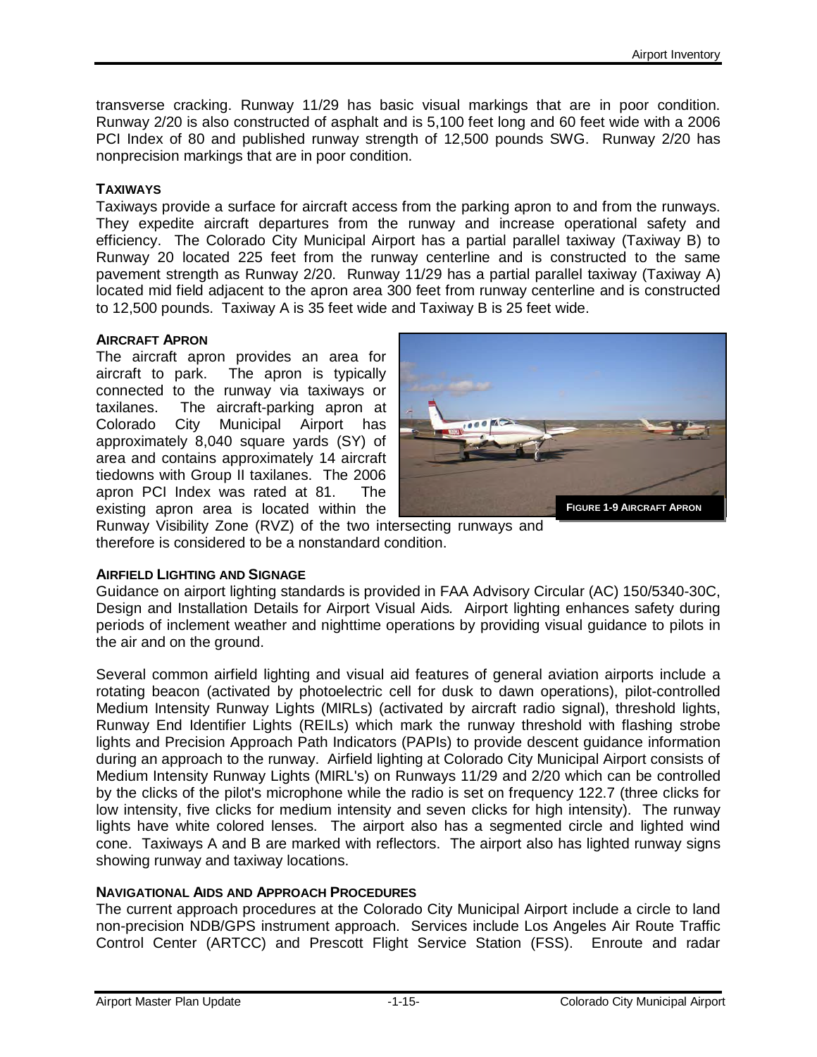transverse cracking. Runway 11/29 has basic visual markings that are in poor condition. Runway 2/20 is also constructed of asphalt and is 5,100 feet long and 60 feet wide with a 2006 PCI Index of 80 and published runway strength of 12,500 pounds SWG. Runway 2/20 has nonprecision markings that are in poor condition.

### TAXIWAYS

Taxiways provide a surface for aircraft access from the parking apron to and from the runways. They expedite aircraft departures from the runway and increase operational safety and efficiency. The Colorado City Municipal Airport has a partial parallel taxiway (Taxiway B) to Runway 20 located 225 feet from the runway centerline and is constructed to the same pavement strength as Runway 2/20. Runway 11/29 has a partial parallel taxiway (Taxiway A) located mid field adjacent to the apron area 300 feet from runway centerline and is constructed to 12,500 pounds. Taxiway A is 35 feet wide and Taxiway B is 25 feet wide.

### AIRCRAFT APRON

The aircraft apron provides an area for aircraft to park. The apron is typically connected to the runway via taxiways or taxilanes. The aircraft-parking apron at Colorado City Municipal Airport has approximately 8,040 square yards (SY) of area and contains approximately 14 aircraft tiedowns with Group II taxilanes. The 2006 apron PCI Index was rated at 81. The existing apron area is located within the Runway Visibility Zone (RVZ) of the two intersecting runways and therefore is considered to be a nonstandard condition.

**FIGURE 1-9 AIRCRAFT APRON**

### AIRFIELD LIGHTING AND SIGNAGE

Guidance on airport lighting standards is provided in FAA Advisory Circular (AC) 150/5340-30C, *Design and Installation Details for Airport Visual Aids.* Airport lighting enhances safety during periods of inclement weather and nighttime operations by providing visual guidance to pilots in the air and on the ground.

Several common airfield lighting and visual aid features of general aviation airports include a rotating beacon (activated by photoelectric cell for dusk to dawn operations), pilot-controlled Medium Intensity Runway Lights (MIRLs) (activated by aircraft radio signal), threshold lights, Runway End Identifier Lights (REILs) which mark the runway threshold with flashing strobe lights and Precision Approach Path Indicators (PAPIs) to provide descent guidance information during an approach to the runway. Airfield lighting at Colorado City Municipal Airport consists of Medium Intensity Runway Lights (MIRL's) on Runways 11/29 and 2/20 which can be controlled by the clicks of the pilot's microphone while the radio is set on frequency 122.7 (three clicks for low intensity, five clicks for medium intensity and seven clicks for high intensity). The runway lights have white colored lenses. The airport also has a segmented circle and lighted wind cone. Taxiways A and B are marked with reflectors. The airport also has lighted runway signs showing runway and taxiway locations.

### NAVIGATIONAL AIDS AND APPROACH PROCEDURES

The current approach procedures at the Colorado City Municipal Airport include a circle to land non-precision NDB/GPS instrument approach. Services include Los Angeles Air Route Traffic Control Center (ARTCC) and Prescott Flight Service Station (FSS). Enroute and radar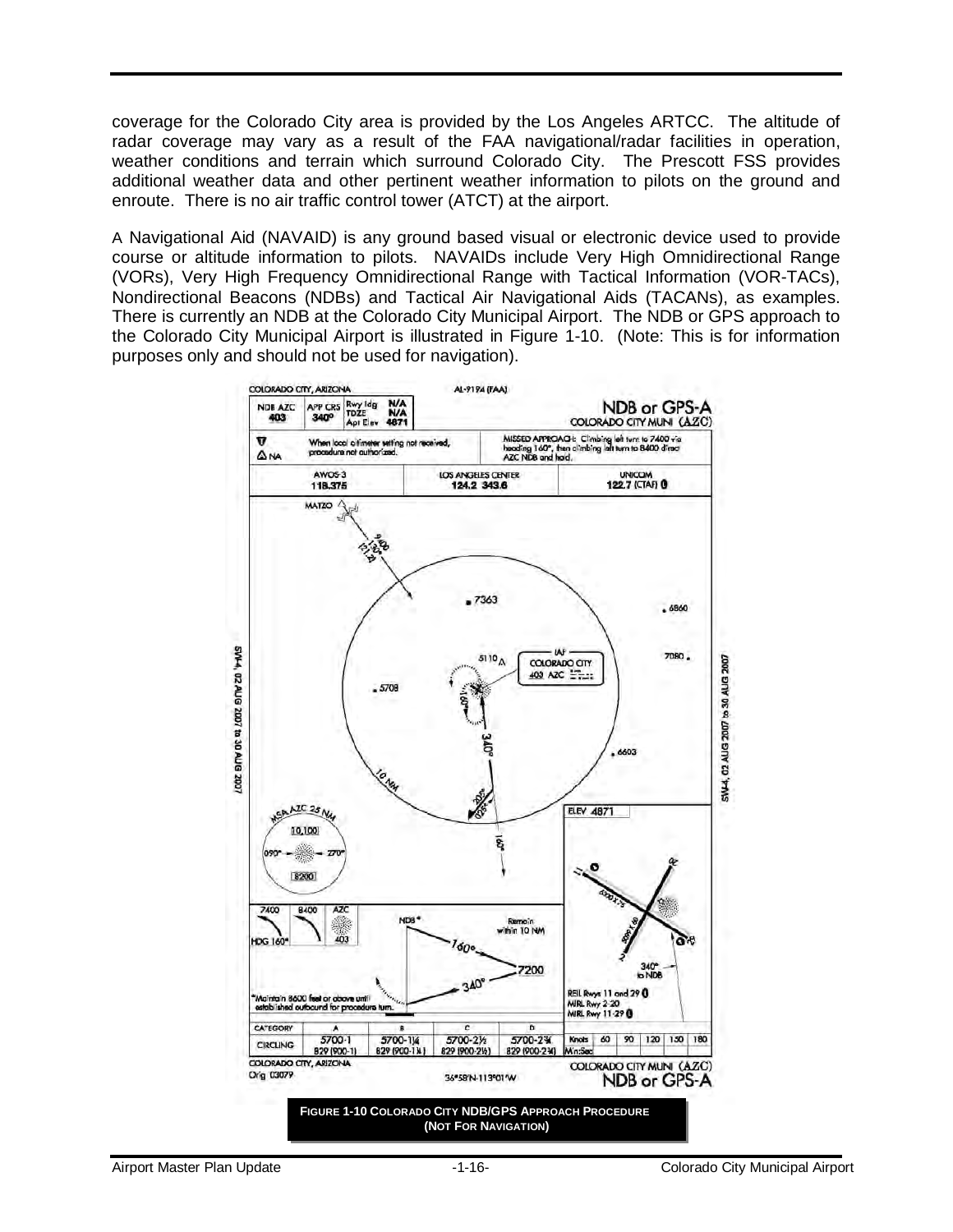coverage for the Colorado City area is provided by the Los Angeles ARTCC. The altitude of radar coverage may vary as a result of the FAA navigational/radar facilities in operation, weather conditions and terrain which surround Colorado City. The Prescott FSS provides additional weather data and other pertinent weather information to pilots on the ground and enroute. There is no air traffic control tower (ATCT) at the airport.

A Navigational Aid (NAVAID) is any ground based visual or electronic device used to provide course or altitude information to pilots. NAVAIDs include Very High Omnidirectional Range (VORs), Very High Frequency Omnidirectional Range with Tactical Information (VOR-TACs), Nondirectional Beacons (NDBs) and Tactical Air Navigational Aids (TACANs), as examples. There is currently an NDB at the Colorado City Municipal Airport. The NDB or GPS approach to the Colorado City Municipal Airport is illustrated in Figure 1-10. (Note: This is for information purposes only and should not be used for navigation).

**FIGURE 1-10 COLORADO CITY NDB/GPS APPROACH PROCEDURE (NOT FOR NAVIGATION)**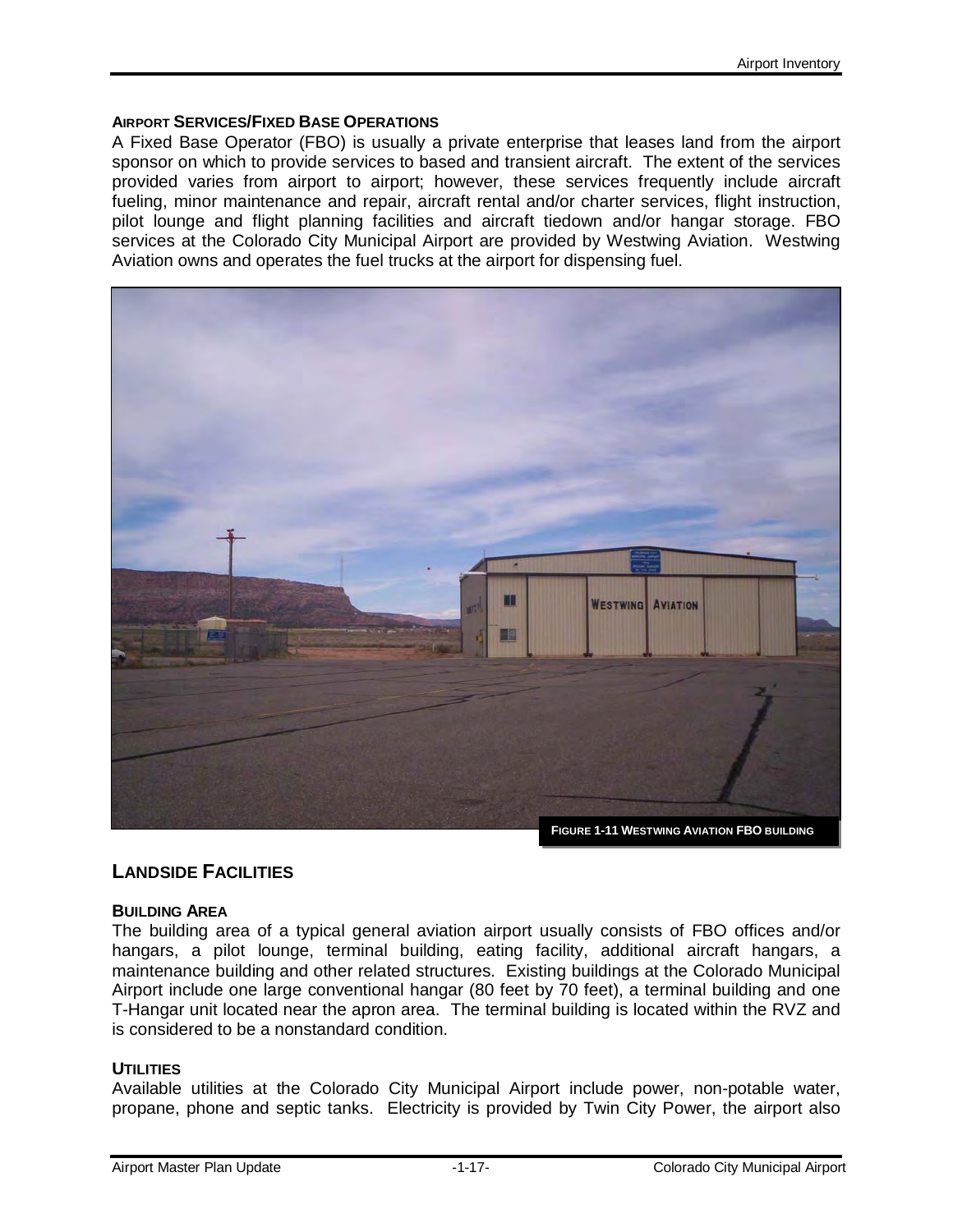### AIRPORT SERVICES/FIXED BASE OPERATIONS

A Fixed Base Operator (FBO) is usually a private enterprise that leases land from the airport sponsor on which to provide services to based and transient aircraft. The extent of the services provided varies from airport to airport; however, these services frequently include aircraft fueling, minor maintenance and repair, aircraft rental and/or charter services, flight instruction, pilot lounge and flight planning facilities and aircraft tiedown and/or hangar storage. FBO services at the Colorado City Municipal Airport are provided by Westwing Aviation. Westwing Aviation owns and operates the fuel trucks at the airport for dispensing fuel.

FIGURE 1-11 WESTWING AVIATION FBO BUILDING

## LANDSIDE FACILITIES

### BUILDING AREA

The building area of a typical general aviation airport usually consists of FBO offices and/or hangars, a pilot lounge, terminal building, eating facility, additional aircraft hangars, a maintenance building and other related structures. Existing buildings at the Colorado Municipal Airport include one large conventional hangar (80 feet by 70 feet), a terminal building and one T-Hangar unit located near the apron area. The terminal building is located within the RVZ and is considered to be a nonstandard condition.

### UTILITIES

Available utilities at the Colorado City Municipal Airport include power, non-potable water, propane, phone and septic tanks. Electricity is provided by Twin City Power, the airport also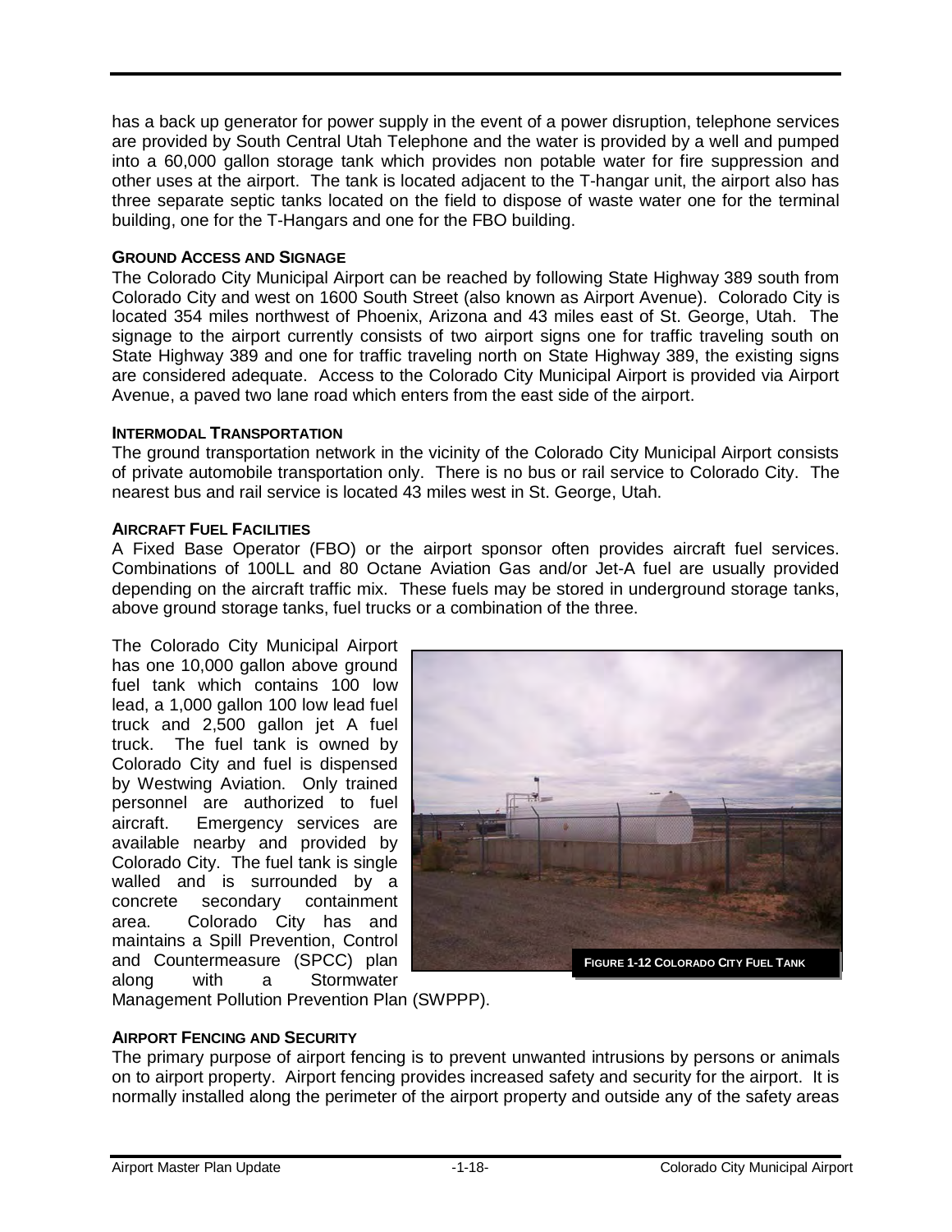has a back up generator for power supply in the event of a power disruption, telephone services are provided by South Central Utah Telephone and the water is provided by a well and pumped into a 60,000 gallon storage tank which provides non potable water for fire suppression and other uses at the airport. The tank is located adjacent to the T-hangar unit, the airport also has three separate septic tanks located on the field to dispose of waste water one for the terminal building, one for the T-Hangars and one for the FBO building.

#### GROUND ACCESS AND SIGNAGE

The Colorado City Municipal Airport can be reached by following State Highway 389 south from Colorado City and west on 1600 South Street (also known as Airport Avenue). Colorado City is located 354 miles northwest of Phoenix, Arizona and 43 miles east of St. George, Utah. The signage to the airport currently consists of two airport signs one for traffic traveling south on State Highway 389 and one for traffic traveling north on State Highway 389, the existing signs are considered adequate. Access to the Colorado City Municipal Airport is provided via Airport Avenue, a paved two lane road which enters from the east side of the airport.

#### INTERMODAL TRANSPORTATION

The ground transportation network in the vicinity of the Colorado City Municipal Airport consists of private automobile transportation only. There is no bus or rail service to Colorado City. The nearest bus and rail service is located 43 miles west in St. George, Utah.

#### AIRCRAFT FUEL FACILITIES

A Fixed Base Operator (FBO) or the airport sponsor often provides aircraft fuel services. Combinations of 100LL and 80 Octane Aviation Gas and/or Jet-A fuel are usually provided depending on the aircraft traffic mix. These fuels may be stored in underground storage tanks, above ground storage tanks, fuel trucks or a combination of the three.

The Colorado City Municipal Airport has one 10,000 gallon above ground fuel tank which contains 100 low lead, a 1,000 gallon 100 low lead fuel truck and 2,500 gallon jet A fuel truck. The fuel tank is owned by Colorado City and fuel is dispensed by Westwing Aviation. Only trained personnel are authorized to fuel aircraft. Emergency services are available nearby and provided by Colorado City. The fuel tank is single walled and is surrounded by a concrete secondary containment area. Colorado City has and maintains a Spill Prevention, Control and Countermeasure (SPCC) plan along with a Stormwater Management Pollution Prevention Plan (SWPPP).

FIGURE 1-12 COLORADO CITY FUEL TANK

#### AIRPORT FENCING AND SECURITY

The primary purpose of airport fencing is to prevent unwanted intrusions by persons or animals on to airport property. Airport fencing provides increased safety and security for the airport. It is normally installed along the perimeter of the airport property and outside any of the safety areas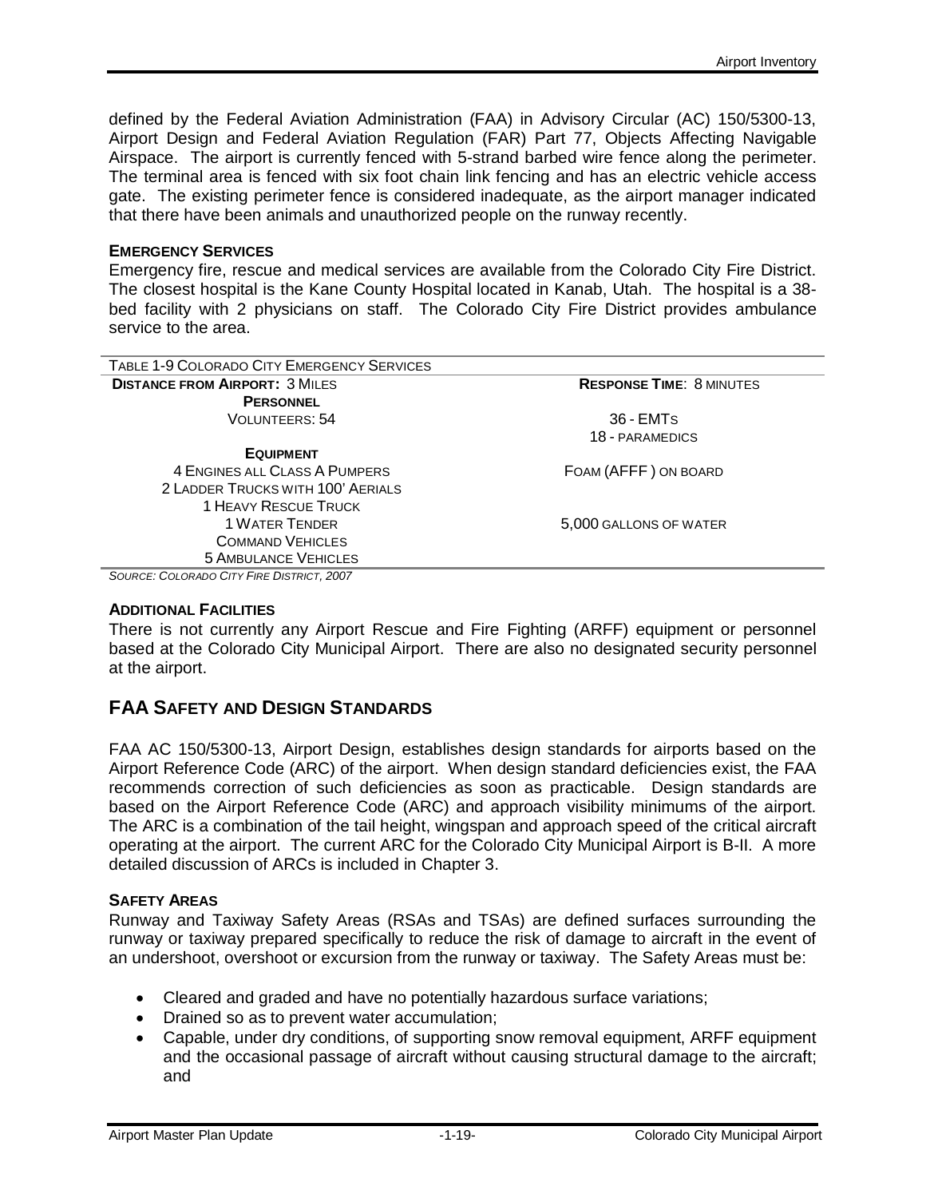defined by the Federal Aviation Administration (FAA) in Advisory Circular (AC) 150/5300-13, Airport Design and Federal Aviation Regulation (FAR) Part 77, Objects Affecting Navigable Airspace. The airport is currently fenced with 5-strand barbed wire fence along the perimeter. The terminal area is fenced with six foot chain link fencing and has an electric vehicle access gate. The existing perimeter fence is considered inadequate, as the airport manager indicated that there have been animals and unauthorized people on the runway recently.

**EMERGENCY SERVICES**

Emergency fire, rescue and medical services are available from the Colorado City Fire District. The closest hospital is the Kane County Hospital located in Kanab, Utah. The hospital is a 38-bed facility with 2 physicians on staff. The Colorado City Fire District provides ambulance service to the area.

TABLE 1-9 COLORADO CITY EMERGENCY SERVICES

| | |
|---|---|
| **DISTANCE FROM AIRPORT:** 3 MILES | **RESPONSE TIME**: 8 MINUTES |
| **PERSONNEL** | |
| VOLUNTEERS: 54 | 36 - EMTS |
| | 18 - PARAMEDICS |
| **EQUIPMENT** | |
| 4 ENGINES ALL CLASS A PUMPERS | FOAM (AFFF ) ON BOARD |
| 2 LADDER TRUCKS WITH 100' AERIALS | |
| 1 HEAVY RESCUE TRUCK | |
| 1 WATER TENDER | 5,000 GALLONS OF WATER |
| COMMAND VEHICLES | |
| 5 AMBULANCE VEHICLES | |

*SOURCE: COLORADO CITY FIRE DISTRICT, 2007*

**ADDITIONAL FACILITIES**

There is not currently any Airport Rescue and Fire Fighting (ARFF) equipment or personnel based at the Colorado City Municipal Airport. There are also no designated security personnel at the airport.

## FAA SAFETY AND DESIGN STANDARDS

FAA AC 150/5300-13, Airport Design, establishes design standards for airports based on the Airport Reference Code (ARC) of the airport. When design standard deficiencies exist, the FAA recommends correction of such deficiencies as soon as practicable. Design standards are based on the Airport Reference Code (ARC) and approach visibility minimums of the airport. The ARC is a combination of the tail height, wingspan and approach speed of the critical aircraft operating at the airport. The current ARC for the Colorado City Municipal Airport is B-II. A more detailed discussion of ARCs is included in Chapter 3.

**SAFETY AREAS**

Runway and Taxiway Safety Areas (RSAs and TSAs) are defined surfaces surrounding the runway or taxiway prepared specifically to reduce the risk of damage to aircraft in the event of an undershoot, overshoot or excursion from the runway or taxiway. The Safety Areas must be:

- Cleared and graded and have no potentially hazardous surface variations;
- Drained so as to prevent water accumulation;
- Capable, under dry conditions, of supporting snow removal equipment, ARFF equipment and the occasional passage of aircraft without causing structural damage to the aircraft; and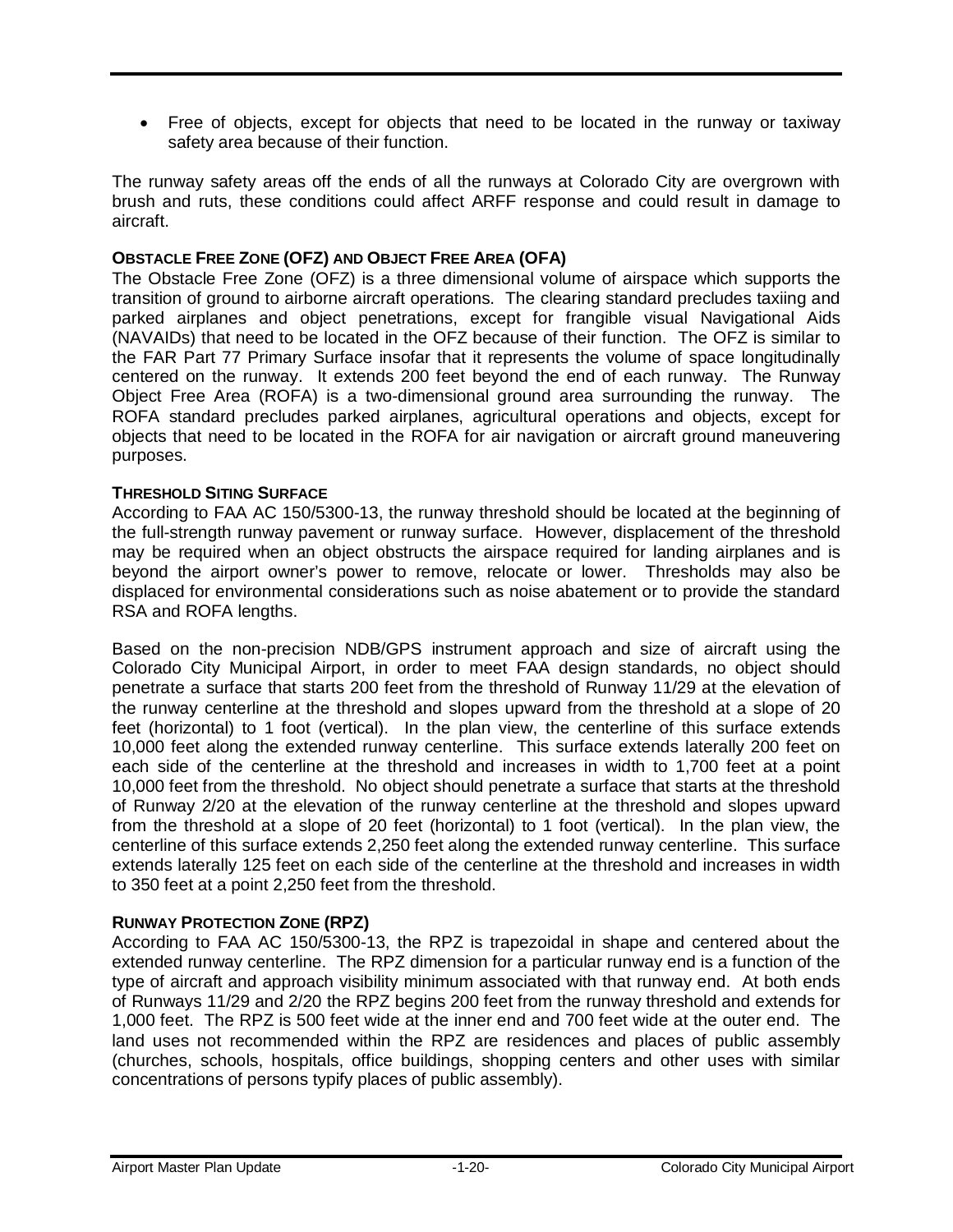- Free of objects, except for objects that need to be located in the runway or taxiway safety area because of their function.

The runway safety areas off the ends of all the runways at Colorado City are overgrown with brush and ruts, these conditions could affect ARFF response and could result in damage to aircraft.

#### OBSTACLE FREE ZONE (OFZ) AND OBJECT FREE AREA (OFA)

The Obstacle Free Zone (OFZ) is a three dimensional volume of airspace which supports the transition of ground to airborne aircraft operations. The clearing standard precludes taxiing and parked airplanes and object penetrations, except for frangible visual Navigational Aids (NAVAIDs) that need to be located in the OFZ because of their function. The OFZ is similar to the FAR Part 77 Primary Surface insofar that it represents the volume of space longitudinally centered on the runway. It extends 200 feet beyond the end of each runway. The Runway Object Free Area (ROFA) is a two-dimensional ground area surrounding the runway. The ROFA standard precludes parked airplanes, agricultural operations and objects, except for objects that need to be located in the ROFA for air navigation or aircraft ground maneuvering purposes.

#### THRESHOLD SITING SURFACE

According to FAA AC 150/5300-13, the runway threshold should be located at the beginning of the full-strength runway pavement or runway surface. However, displacement of the threshold may be required when an object obstructs the airspace required for landing airplanes and is beyond the airport owner's power to remove, relocate or lower. Thresholds may also be displaced for environmental considerations such as noise abatement or to provide the standard RSA and ROFA lengths.

Based on the non-precision NDB/GPS instrument approach and size of aircraft using the Colorado City Municipal Airport, in order to meet FAA design standards, no object should penetrate a surface that starts 200 feet from the threshold of Runway 11/29 at the elevation of the runway centerline at the threshold and slopes upward from the threshold at a slope of 20 feet (horizontal) to 1 foot (vertical). In the plan view, the centerline of this surface extends 10,000 feet along the extended runway centerline. This surface extends laterally 200 feet on each side of the centerline at the threshold and increases in width to 1,700 feet at a point 10,000 feet from the threshold. No object should penetrate a surface that starts at the threshold of Runway 2/20 at the elevation of the runway centerline at the threshold and slopes upward from the threshold at a slope of 20 feet (horizontal) to 1 foot (vertical). In the plan view, the centerline of this surface extends 2,250 feet along the extended runway centerline. This surface extends laterally 125 feet on each side of the centerline at the threshold and increases in width to 350 feet at a point 2,250 feet from the threshold.

#### RUNWAY PROTECTION ZONE (RPZ)

According to FAA AC 150/5300-13, the RPZ is trapezoidal in shape and centered about the extended runway centerline. The RPZ dimension for a particular runway end is a function of the type of aircraft and approach visibility minimum associated with that runway end. At both ends of Runways 11/29 and 2/20 the RPZ begins 200 feet from the runway threshold and extends for 1,000 feet. The RPZ is 500 feet wide at the inner end and 700 feet wide at the outer end. The land uses not recommended within the RPZ are residences and places of public assembly (churches, schools, hospitals, office buildings, shopping centers and other uses with similar concentrations of persons typify places of public assembly).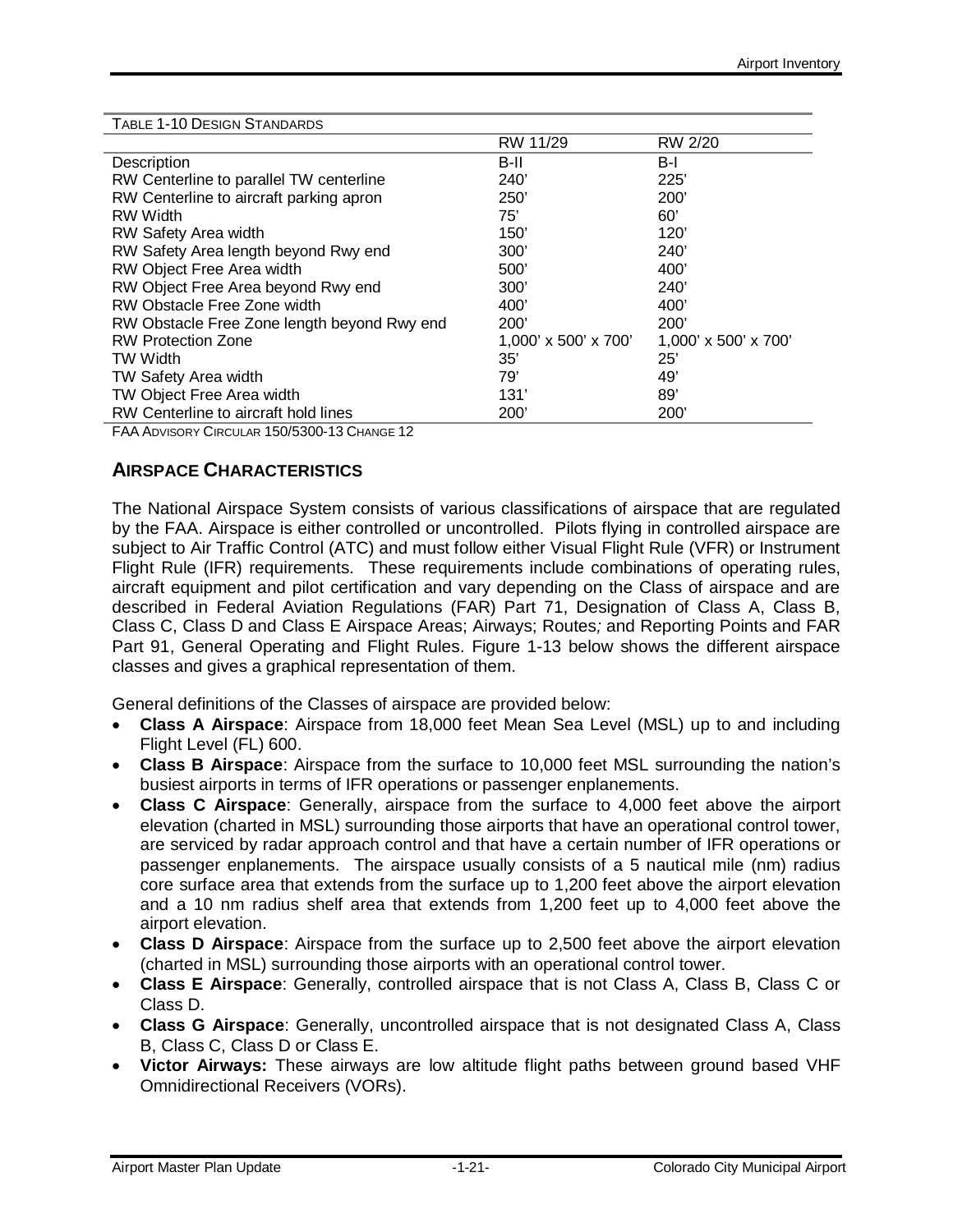TABLE 1-10 DESIGN STANDARDS

| | RW 11/29 | RW 2/20 |
|---|---|---|
| Description | B-II | B-I |
| RW Centerline to parallel TW centerline | 240' | 225' |
| RW Centerline to aircraft parking apron | 250' | 200' |
| RW Width | 75' | 60' |
| RW Safety Area width | 150' | 120' |
| RW Safety Area length beyond Rwy end | 300' | 240' |
| RW Object Free Area width | 500' | 400' |
| RW Object Free Area beyond Rwy end | 300' | 240' |
| RW Obstacle Free Zone width | 400' | 400' |
| RW Obstacle Free Zone length beyond Rwy end | 200' | 200' |
| RW Protection Zone | 1,000' x 500' x 700' | 1,000' x 500' x 700' |
| TW Width | 35' | 25' |
| TW Safety Area width | 79' | 49' |
| TW Object Free Area width | 131' | 89' |
| RW Centerline to aircraft hold lines | 200' | 200' |

FAA ADVISORY CIRCULAR 150/5300-13 CHANGE 12

## AIRSPACE CHARACTERISTICS

The National Airspace System consists of various classifications of airspace that are regulated by the FAA. Airspace is either controlled or uncontrolled. Pilots flying in controlled airspace are subject to Air Traffic Control (ATC) and must follow either Visual Flight Rule (VFR) or Instrument Flight Rule (IFR) requirements. These requirements include combinations of operating rules, aircraft equipment and pilot certification and vary depending on the Class of airspace and are described in Federal Aviation Regulations (FAR) Part 71, Designation of Class A, Class B, Class C, Class D and Class E Airspace Areas; Airways; Routes*;* and Reporting Points and FAR Part 91, General Operating and Flight Rules. Figure 1-13 below shows the different airspace classes and gives a graphical representation of them.

General definitions of the Classes of airspace are provided below:

- **Class A Airspace**: Airspace from 18,000 feet Mean Sea Level (MSL) up to and including Flight Level (FL) 600.
- **Class B Airspace**: Airspace from the surface to 10,000 feet MSL surrounding the nation's busiest airports in terms of IFR operations or passenger enplanements.
- **Class C Airspace**: Generally, airspace from the surface to 4,000 feet above the airport elevation (charted in MSL) surrounding those airports that have an operational control tower, are serviced by radar approach control and that have a certain number of IFR operations or passenger enplanements. The airspace usually consists of a 5 nautical mile (nm) radius core surface area that extends from the surface up to 1,200 feet above the airport elevation and a 10 nm radius shelf area that extends from 1,200 feet up to 4,000 feet above the airport elevation.
- **Class D Airspace**: Airspace from the surface up to 2,500 feet above the airport elevation (charted in MSL) surrounding those airports with an operational control tower.
- **Class E Airspace**: Generally, controlled airspace that is not Class A, Class B, Class C or Class D.
- **Class G Airspace**: Generally, uncontrolled airspace that is not designated Class A, Class B, Class C, Class D or Class E.
- **Victor Airways:** These airways are low altitude flight paths between ground based VHF Omnidirectional Receivers (VORs).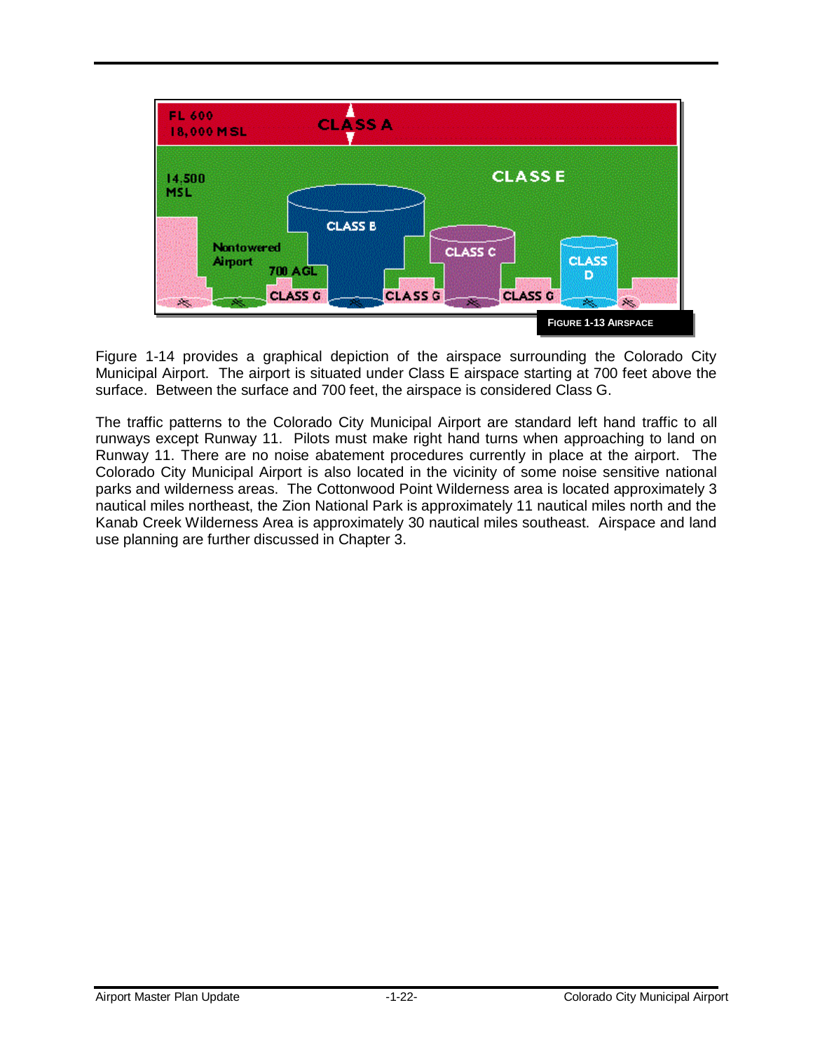FIGURE 1-13 AIRSPACE

Figure 1-14 provides a graphical depiction of the airspace surrounding the Colorado City Municipal Airport. The airport is situated under Class E airspace starting at 700 feet above the surface. Between the surface and 700 feet, the airspace is considered Class G.

The traffic patterns to the Colorado City Municipal Airport are standard left hand traffic to all runways except Runway 11. Pilots must make right hand turns when approaching to land on Runway 11. There are no noise abatement procedures currently in place at the airport. The Colorado City Municipal Airport is also located in the vicinity of some noise sensitive national parks and wilderness areas. The Cottonwood Point Wilderness area is located approximately 3 nautical miles northeast, the Zion National Park is approximately 11 nautical miles north and the Kanab Creek Wilderness Area is approximately 30 nautical miles southeast. Airspace and land use planning are further discussed in Chapter 3.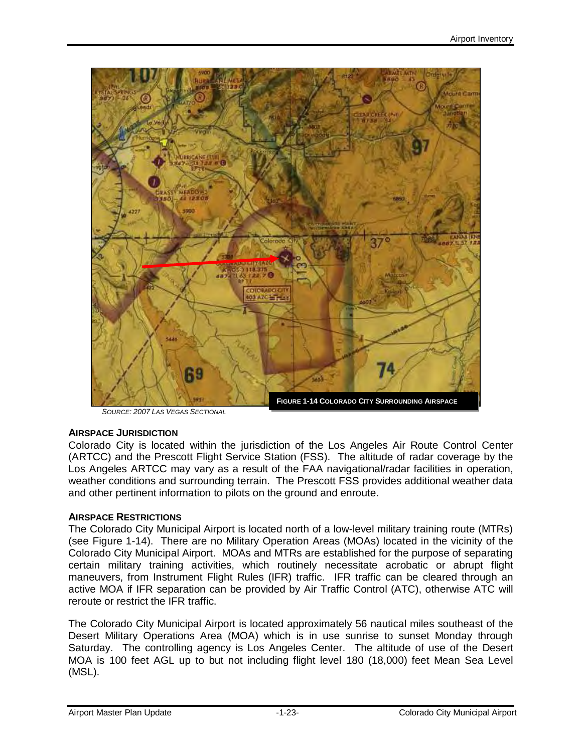FIGURE 1-14 COLORADO CITY SURROUNDING AIRSPACE

*SOURCE: 2007 LAS VEGAS SECTIONAL*

**AIRSPACE JURISDICTION**

Colorado City is located within the jurisdiction of the Los Angeles Air Route Control Center (ARTCC) and the Prescott Flight Service Station (FSS). The altitude of radar coverage by the Los Angeles ARTCC may vary as a result of the FAA navigational/radar facilities in operation, weather conditions and surrounding terrain. The Prescott FSS provides additional weather data and other pertinent information to pilots on the ground and enroute.

**AIRSPACE RESTRICTIONS**

The Colorado City Municipal Airport is located north of a low-level military training route (MTRs) (see Figure 1-14). There are no Military Operation Areas (MOAs) located in the vicinity of the Colorado City Municipal Airport. MOAs and MTRs are established for the purpose of separating certain military training activities, which routinely necessitate acrobatic or abrupt flight maneuvers, from Instrument Flight Rules (IFR) traffic. IFR traffic can be cleared through an active MOA if IFR separation can be provided by Air Traffic Control (ATC), otherwise ATC will reroute or restrict the IFR traffic.

The Colorado City Municipal Airport is located approximately 56 nautical miles southeast of the Desert Military Operations Area (MOA) which is in use sunrise to sunset Monday through Saturday. The controlling agency is Los Angeles Center. The altitude of use of the Desert MOA is 100 feet AGL up to but not including flight level 180 (18,000) feet Mean Sea Level (MSL).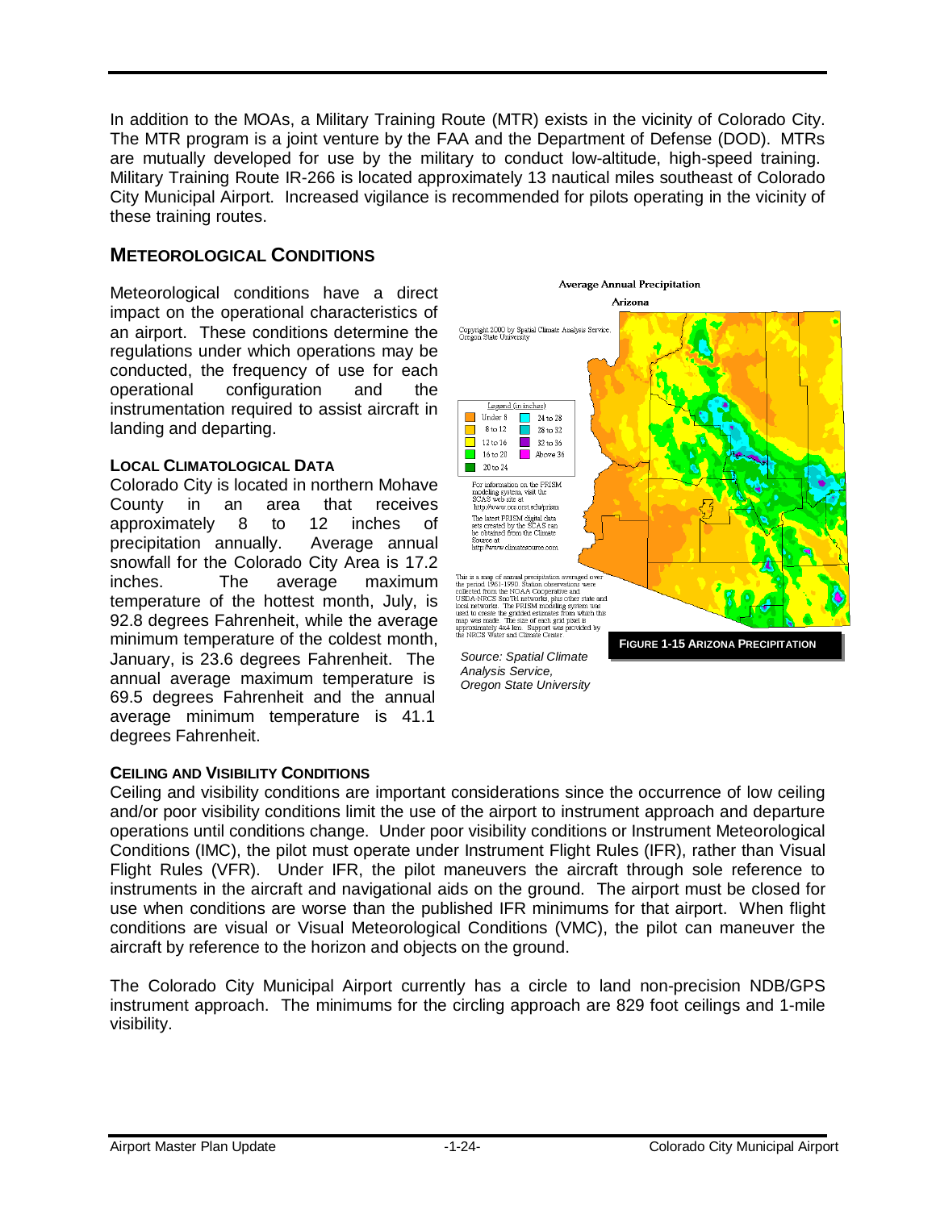In addition to the MOAs, a Military Training Route (MTR) exists in the vicinity of Colorado City. The MTR program is a joint venture by the FAA and the Department of Defense (DOD). MTRs are mutually developed for use by the military to conduct low-altitude, high-speed training. Military Training Route IR-266 is located approximately 13 nautical miles southeast of Colorado City Municipal Airport. Increased vigilance is recommended for pilots operating in the vicinity of these training routes.

## METEOROLOGICAL CONDITIONS

Meteorological conditions have a direct impact on the operational characteristics of an airport. These conditions determine the regulations under which operations may be conducted, the frequency of use for each operational configuration and the instrumentation required to assist aircraft in landing and departing.

### LOCAL CLIMATOLOGICAL DATA

Colorado City is located in northern Mohave County in an area that receives approximately 8 to 12 inches of precipitation annually. Average annual snowfall for the Colorado City Area is 17.2 inches. The average maximum temperature of the hottest month, July, is 92.8 degrees Fahrenheit, while the average minimum temperature of the coldest month, January, is 23.6 degrees Fahrenheit. The annual average maximum temperature is 69.5 degrees Fahrenheit and the annual average minimum temperature is 41.1 degrees Fahrenheit.

**FIGURE 1-15 ARIZONA PRECIPITATION**

*Source: Spatial Climate Analysis Service, Oregon State University*

### CEILING AND VISIBILITY CONDITIONS

Ceiling and visibility conditions are important considerations since the occurrence of low ceiling and/or poor visibility conditions limit the use of the airport to instrument approach and departure operations until conditions change. Under poor visibility conditions or Instrument Meteorological Conditions (IMC), the pilot must operate under Instrument Flight Rules (IFR), rather than Visual Flight Rules (VFR). Under IFR, the pilot maneuvers the aircraft through sole reference to instruments in the aircraft and navigational aids on the ground. The airport must be closed for use when conditions are worse than the published IFR minimums for that airport. When flight conditions are visual or Visual Meteorological Conditions (VMC), the pilot can maneuver the aircraft by reference to the horizon and objects on the ground.

The Colorado City Municipal Airport currently has a circle to land non-precision NDB/GPS instrument approach. The minimums for the circling approach are 829 foot ceilings and 1-mile visibility.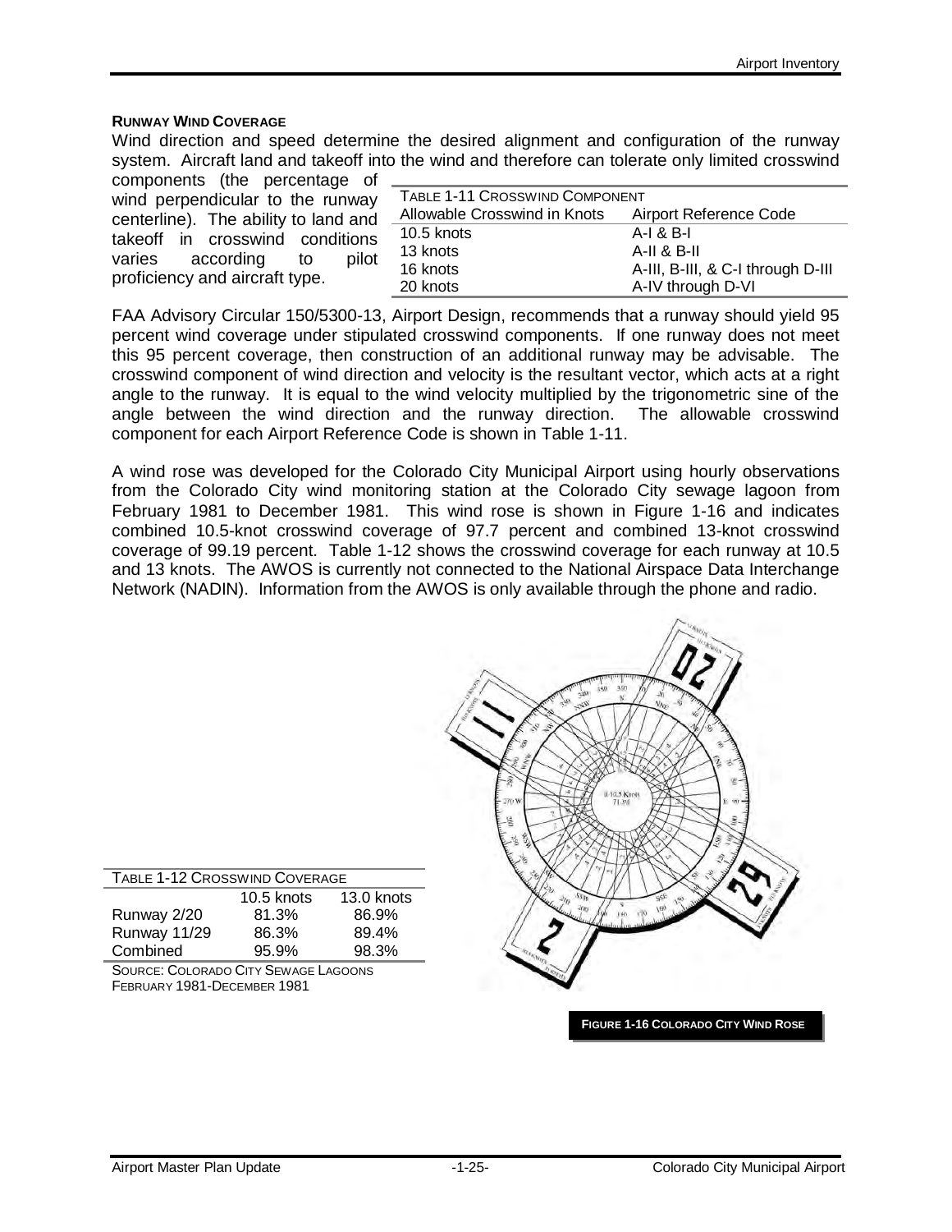**RUNWAY WIND COVERAGE**

Wind direction and speed determine the desired alignment and configuration of the runway system. Aircraft land and takeoff into the wind and therefore can tolerate only limited crosswind components (the percentage of wind perpendicular to the runway centerline). The ability to land and takeoff in crosswind conditions varies according to pilot proficiency and aircraft type.

TABLE 1-11 CROSSWIND COMPONENT

| Allowable Crosswind in Knots | Airport Reference Code |
|---|---|
| 10.5 knots | A-I & B-I |
| 13 knots | A-II & B-II |
| 16 knots | A-III, B-III, & C-I through D-III |
| 20 knots | A-IV through D-VI |

FAA Advisory Circular 150/5300-13, Airport Design, recommends that a runway should yield 95 percent wind coverage under stipulated crosswind components. If one runway does not meet this 95 percent coverage, then construction of an additional runway may be advisable. The crosswind component of wind direction and velocity is the resultant vector, which acts at a right angle to the runway. It is equal to the wind velocity multiplied by the trigonometric sine of the angle between the wind direction and the runway direction. The allowable crosswind component for each Airport Reference Code is shown in Table 1-11.

A wind rose was developed for the Colorado City Municipal Airport using hourly observations from the Colorado City wind monitoring station at the Colorado City sewage lagoon from February 1981 to December 1981. This wind rose is shown in Figure 1-16 and indicates combined 10.5-knot crosswind coverage of 97.7 percent and combined 13-knot crosswind coverage of 99.19 percent. Table 1-12 shows the crosswind coverage for each runway at 10.5 and 13 knots. The AWOS is currently not connected to the National Airspace Data Interchange Network (NADIN). Information from the AWOS is only available through the phone and radio.

TABLE 1-12 CROSSWIND COVERAGE

| | 10.5 knots | 13.0 knots |
|---|---|---|
| Runway 2/20 | 81.3% | 86.9% |
| Runway 11/29 | 86.3% | 89.4% |
| Combined | 95.9% | 98.3% |

SOURCE: COLORADO CITY SEWAGE LAGOONS FEBRUARY 1981-DECEMBER 1981

**FIGURE 1-16 COLORADO CITY WIND ROSE**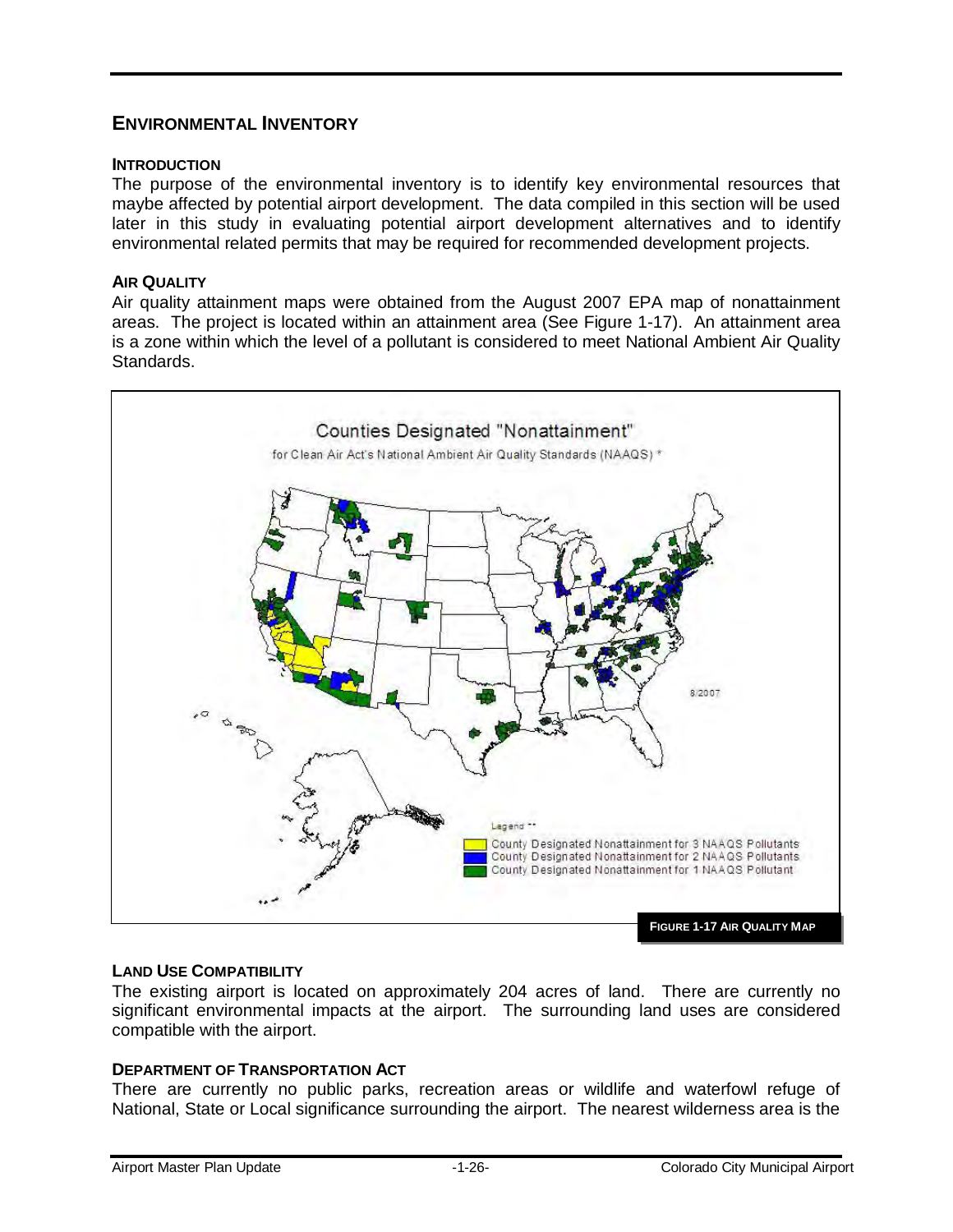## ENVIRONMENTAL INVENTORY

### INTRODUCTION

The purpose of the environmental inventory is to identify key environmental resources that maybe affected by potential airport development. The data compiled in this section will be used later in this study in evaluating potential airport development alternatives and to identify environmental related permits that may be required for recommended development projects.

### AIR QUALITY

Air quality attainment maps were obtained from the August 2007 EPA map of nonattainment areas. The project is located within an attainment area (See Figure 1-17). An attainment area is a zone within which the level of a pollutant is considered to meet National Ambient Air Quality Standards.

Counties Designated "Nonattainment"
for Clean Air Act's National Ambient Air Quality Standards (NAAQS) *

8/2007

Legend **
County Designated Nonattainment for 3 NAAQS Pollutants
County Designated Nonattainment for 2 NAAQS Pollutants
County Designated Nonattainment for 1 NAAQS Pollutant

**FIGURE 1-17 AIR QUALITY MAP**

### LAND USE COMPATIBILITY

The existing airport is located on approximately 204 acres of land. There are currently no significant environmental impacts at the airport. The surrounding land uses are considered compatible with the airport.

### DEPARTMENT OF TRANSPORTATION ACT

There are currently no public parks, recreation areas or wildlife and waterfowl refuge of National, State or Local significance surrounding the airport. The nearest wilderness area is the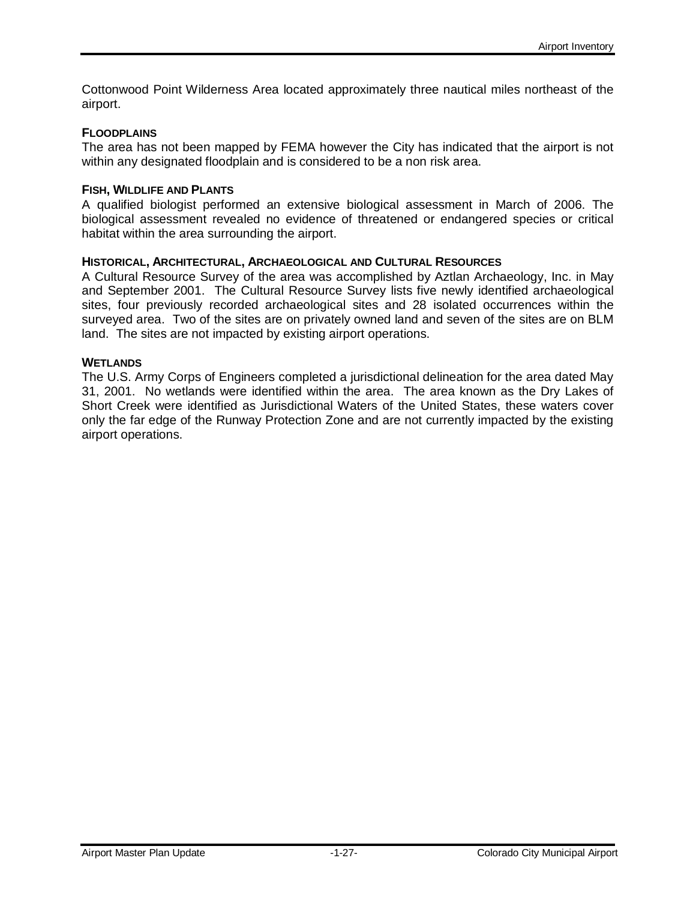Cottonwood Point Wilderness Area located approximately three nautical miles northeast of the airport.

#### FLOODPLAINS

The area has not been mapped by FEMA however the City has indicated that the airport is not within any designated floodplain and is considered to be a non risk area.

#### FISH, WILDLIFE AND PLANTS

A qualified biologist performed an extensive biological assessment in March of 2006. The biological assessment revealed no evidence of threatened or endangered species or critical habitat within the area surrounding the airport.

#### HISTORICAL, ARCHITECTURAL, ARCHAEOLOGICAL AND CULTURAL RESOURCES

A Cultural Resource Survey of the area was accomplished by Aztlan Archaeology, Inc. in May and September 2001. The Cultural Resource Survey lists five newly identified archaeological sites, four previously recorded archaeological sites and 28 isolated occurrences within the surveyed area. Two of the sites are on privately owned land and seven of the sites are on BLM land. The sites are not impacted by existing airport operations.

#### WETLANDS

The U.S. Army Corps of Engineers completed a jurisdictional delineation for the area dated May 31, 2001. No wetlands were identified within the area. The area known as the Dry Lakes of Short Creek were identified as Jurisdictional Waters of the United States, these waters cover only the far edge of the Runway Protection Zone and are not currently impacted by the existing airport operations.